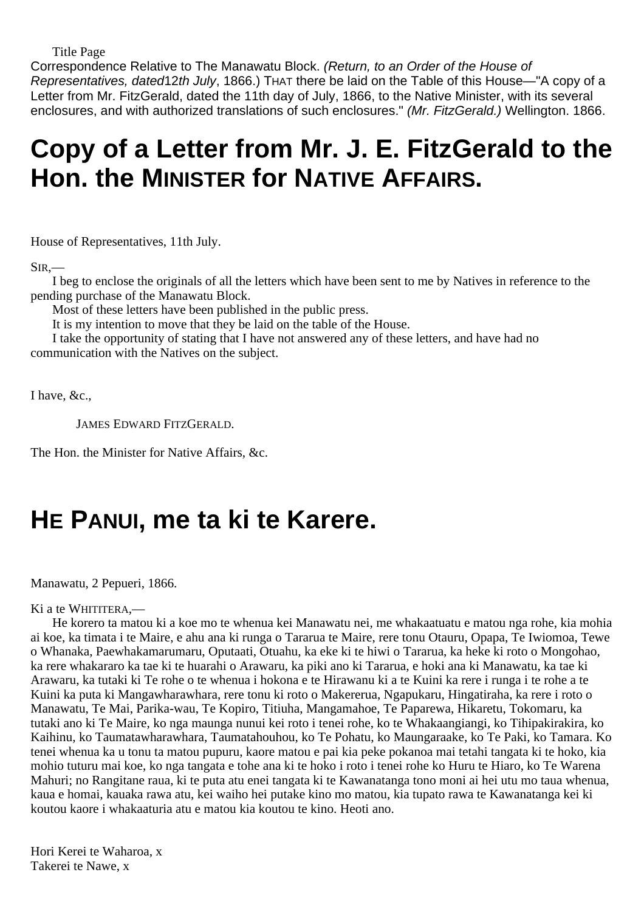Title Page

Correspondence Relative to The Manawatu Block. *(Return, to an Order of the House of Representatives, dated 12th July*, 1866.) THAT there be laid on the Table of this House—"A copy of a Letter from Mr. FitzGerald, dated the 11th day of July, 1866, to the Native Minister, with its several enclosures, and with authorized translations of such enclosures." *(Mr. FitzGerald.)* Wellington. 1866.

# Copy of a Letter from Mr. J. E. FitzGerald to the Hon. the MINISTER for NATIVE AFFAIRS.

House of Representatives, 11th July.

SIR,—

I beg to enclose the originals of all the letters which have been sent to me by Natives in reference to the pending purchase of the Manawatu Block.

Most of these letters have been published in the public press.

It is my intention to move that they be laid on the table of the House.

I take the opportunity of stating that I have not answered any of these letters, and have had no communication with the Natives on the subject.

I have, &c.,

JAMES EDWARD FITZGERALD.

The Hon. the Minister for Native Affairs, &c.

# HE PANUI, me ta ki te Karere.

Manawatu, 2 Pepueri, 1866.

Ki a te WHITITERA,—

He korero ta matou ki a koe mo te whenua kei Manawatu nei, me whakaatuatu e matou nga rohe, kia mohia ai koe, ka timata i te Maire, e ahu ana ki runga o Tararua te Maire, rere tonu Otauru, Opapa, Te Iwiomoa, Tewe o Whanaka, Paewhakamarumaru, Oputaati, Otuahu, ka eke ki te hiwi o Tararua, ka heke ki roto o Mongohao, ka rere whakararo ka tae ki te huarahi o Arawaru, ka piki ano ki Tararua, e hoki ana ki Manawatu, ka tae ki Arawaru, ka tutaki ki Te rohe o te whenua i hokona e te Hirawanu ki a te Kuini ka rere i runga i te rohe a te Kuini ka puta ki Mangawharawhara, rere tonu ki roto o Makererua, Ngapukaru, Hingatiraha, ka rere i roto o Manawatu, Te Mai, Parika-wau, Te Kopiro, Titiuha, Mangamahoe, Te Paparewa, Hikaretu, Tokomaru, ka tutaki ano ki Te Maire, ko nga maunga nunui kei roto i tenei rohe, ko te Whakaangiangi, ko Tihipakirakira, ko Kaihinu, ko Taumatawharawhara, Taumatahouhou, ko Te Pohatu, ko Maungaraake, ko Te Paki, ko Tamara. Ko tenei whenua ka u tonu ta matou pupuru, kaore matou e pai kia peke pokanoa mai tetahi tangata ki te hoko, kia mohio tuturu mai koe, ko nga tangata e tohe ana ki te hoko i roto i tenei rohe ko Huru te Hiaro, ko Te Warena Mahuri; no Rangitane raua, ki te puta atu enei tangata ki te Kawanatanga tono moni ai hei utu mo taua whenua, kaua e homai, kauaka rawa atu, kei waiho hei putake kino mo matou, kia tupato rawa te Kawanatanga kei ki koutou kaore i whakaaturia atu e matou kia koutou te kino. Heoti ano.

Hori Kerei te Waharoa, x
Takerei te Nawe, x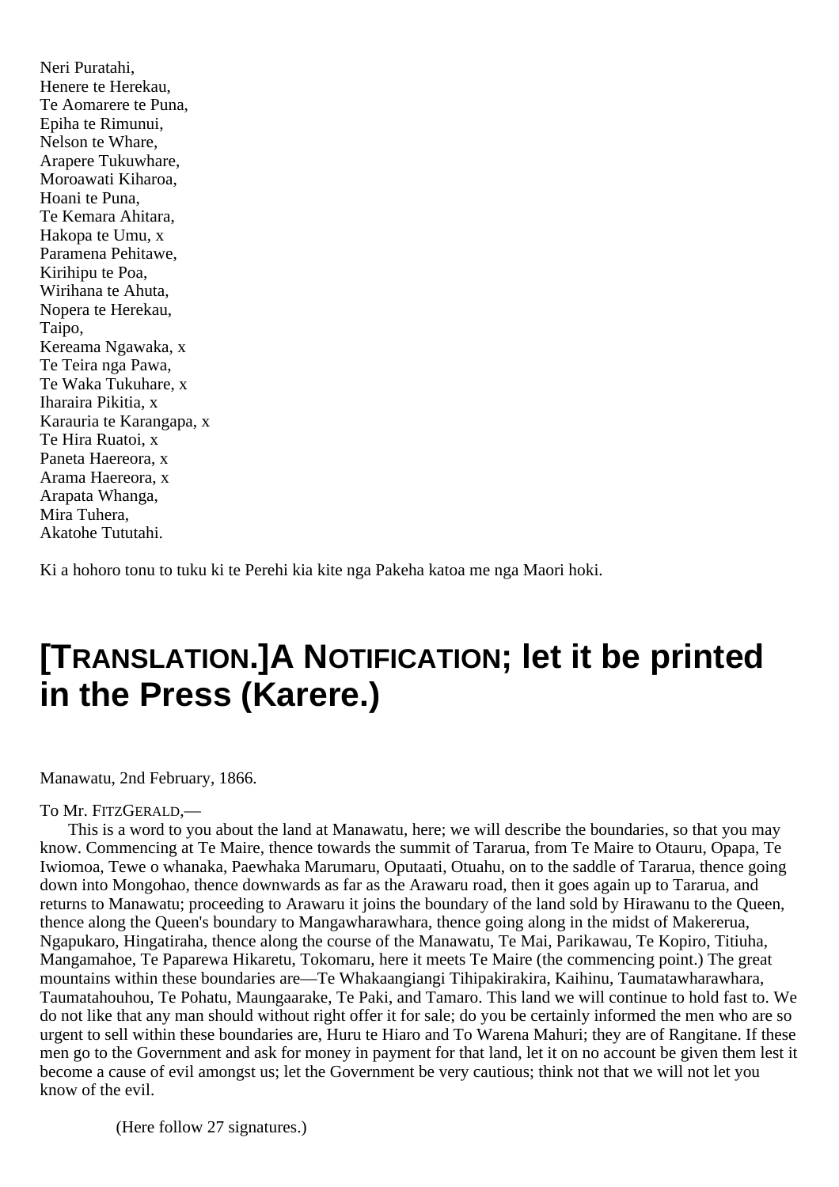Neri Puratahi,
Henere te Herekau,
Te Aomarere te Puna,
Epiha te Rimunui,
Nelson te Whare,
Arapere Tukuwhare,
Moroawati Kiharoa,
Hoani te Puna,
Te Kemara Ahitara,
Hakopa te Umu, x
Paramena Pehitawe,
Kirihipu te Poa,
Wirihana te Ahuta,
Nopera te Herekau,
Taipo,
Kereama Ngawaka, x
Te Teira nga Pawa,
Te Waka Tukuhare, x
Iharaira Pikitia, x
Karauria te Karangapa, x
Te Hira Ruatoi, x
Paneta Haereora, x
Arama Haereora, x
Arapata Whanga,
Mira Tuhera,
Akatohe Tututahi.

Ki a hohoro tonu to tuku ki te Perehi kia kite nga Pakeha katoa me nga Maori hoki.

# [TRANSLATION.]A NOTIFICATION; let it be printed in the Press (Karere.)

Manawatu, 2nd February, 1866.

To Mr. FITZGERALD,—

This is a word to you about the land at Manawatu, here; we will describe the boundaries, so that you may know. Commencing at Te Maire, thence towards the summit of Tararua, from Te Maire to Otauru, Opapa, Te Iwiomoa, Tewe o whanaka, Paewhaka Marumaru, Oputaati, Otuahu, on to the saddle of Tararua, thence going down into Mongohao, thence downwards as far as the Arawaru road, then it goes again up to Tararua, and returns to Manawatu; proceeding to Arawaru it joins the boundary of the land sold by Hirawanu to the Queen, thence along the Queen's boundary to Mangawharawhara, thence going along in the midst of Makererua, Ngapukaro, Hingatiraha, thence along the course of the Manawatu, Te Mai, Parikawau, Te Kopiro, Titiuha, Mangamahoe, Te Paparewa Hikaretu, Tokomaru, here it meets Te Maire (the commencing point.) The great mountains within these boundaries are—Te Whakaangiangi Tihipakirakira, Kaihinu, Taumatawharawhara, Taumatahouhou, Te Pohatu, Maungaarake, Te Paki, and Tamaro. This land we will continue to hold fast to. We do not like that any man should without right offer it for sale; do you be certainly informed the men who are so urgent to sell within these boundaries are, Huru te Hiaro and To Warena Mahuri; they are of Rangitane. If these men go to the Government and ask for money in payment for that land, let it on no account be given them lest it become a cause of evil amongst us; let the Government be very cautious; think not that we will not let you know of the evil.

(Here follow 27 signatures.)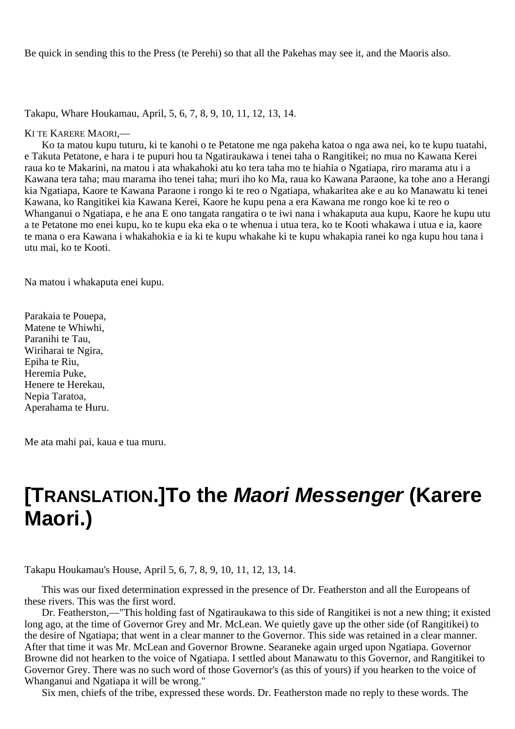Be quick in sending this to the Press (te Perehi) so that all the Pakehas may see it, and the Maoris also.

Takapu, Whare Houkamau, April, 5, 6, 7, 8, 9, 10, 11, 12, 13, 14.

KI TE KARERE MAORI,—

Ko ta matou kupu tuturu, ki te kanohi o te Petatone me nga pakeha katoa o nga awa nei, ko te kupu tuatahi, e Takuta Petatone, e hara i te pupuri hou ta Ngatiraukawa i tenei taha o Rangitikei; no mua no Kawana Kerei raua ko te Makarini, na matou i ata whakahoki atu ko tera taha mo te hiahia o Ngatiapa, riro marama atu i a Kawana tera taha; mau marama iho tenei taha; muri iho ko Ma, raua ko Kawana Paraone, ka tohe ano a Herangi kia Ngatiapa, Kaore te Kawana Paraone i rongo ki te reo o Ngatiapa, whakaritea ake e au ko Manawatu ki tenei Kawana, ko Rangitikei kia Kawana Kerei, Kaore he kupu pena a era Kawana me rongo koe ki te reo o Whanganui o Ngatiapa, e he ana E ono tangata rangatira o te iwi nana i whakaputa aua kupu, Kaore he kupu utu a te Petatone mo enei kupu, ko te kupu eka eka o te whenua i utua tera, ko te Kooti whakawa i utua e ia, kaore te mana o era Kawana i whakahokia e ia ki te kupu whakahe ki te kupu whakapia ranei ko nga kupu hou tana i utu mai, ko te Kooti.

Na matou i whakaputa enei kupu.

Parakaia te Pouepa,
Matene te Whiwhi,
Paranihi te Tau,
Wiriharai te Ngira,
Epiha te Riu,
Heremia Puke,
Henere te Herekau,
Nepia Taratoa,
Aperahama te Huru.

Me ata mahi pai, kaua e tua muru.

# [TRANSLATION.]To the *Maori Messenger* (Karere Maori.)

Takapu Houkamau's House, April 5, 6, 7, 8, 9, 10, 11, 12, 13, 14.

This was our fixed determination expressed in the presence of Dr. Featherston and all the Europeans of these rivers. This was the first word.

Dr. Featherston,—"This holding fast of Ngatiraukawa to this side of Rangitikei is not a new thing; it existed long ago, at the time of Governor Grey and Mr. McLean. We quietly gave up the other side (of Rangitikei) to the desire of Ngatiapa; that went in a clear manner to the Governor. This side was retained in a clear manner. After that time it was Mr. McLean and Governor Browne. Searaneke again urged upon Ngatiapa. Governor Browne did not hearken to the voice of Ngatiapa. I settled about Manawatu to this Governor, and Rangitikei to Governor Grey. There was no such word of those Governor's (as this of yours) if you hearken to the voice of Whanganui and Ngatiapa it will be wrong."

Six men, chiefs of the tribe, expressed these words. Dr. Featherston made no reply to these words. The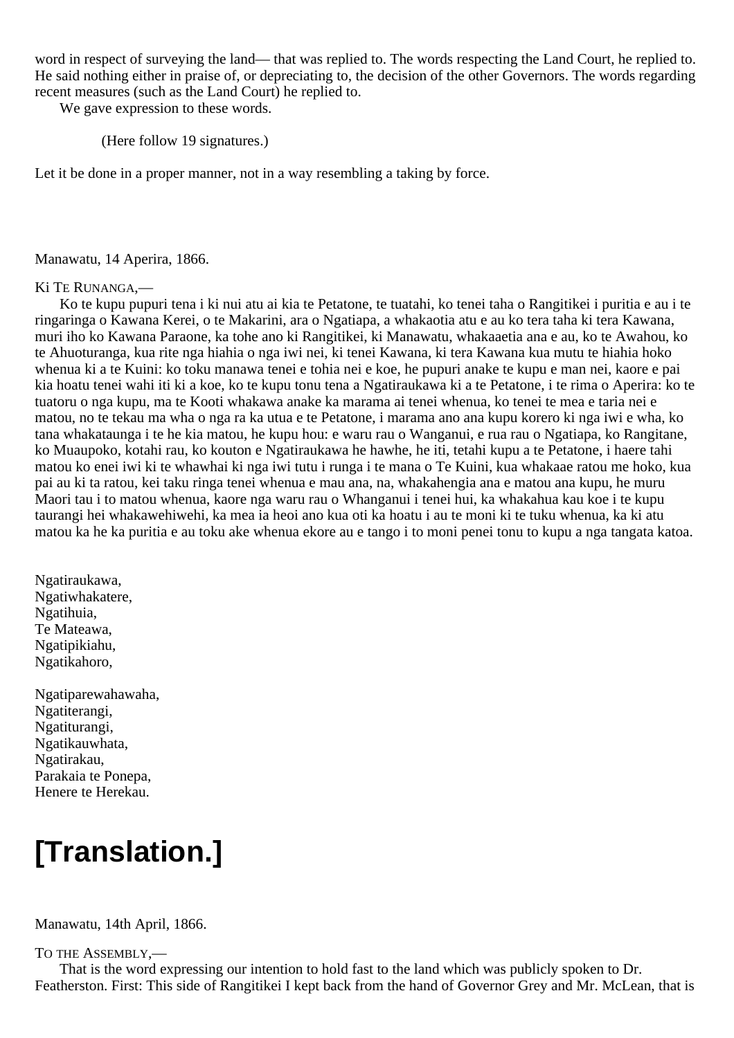word in respect of surveying the land— that was replied to. The words respecting the Land Court, he replied to. He said nothing either in praise of, or depreciating to, the decision of the other Governors. The words regarding recent measures (such as the Land Court) he replied to.

We gave expression to these words.

(Here follow 19 signatures.)

Let it be done in a proper manner, not in a way resembling a taking by force.

Manawatu, 14 Aperira, 1866.

Ki Te Runanga,—

Ko te kupu pupuri tena i ki nui atu ai kia te Petatone, te tuatahi, ko tenei taha o Rangitikei i puritia e au i te ringaringa o Kawana Kerei, o te Makarini, ara o Ngatiapa, a whakaotia atu e au ko tera taha ki tera Kawana, muri iho ko Kawana Paraone, ka tohe ano ki Rangitikei, ki Manawatu, whakaaetia ana e au, ko te Awahou, ko te Ahuoturanga, kua rite nga hiahia o nga iwi nei, ki tenei Kawana, ki tera Kawana kua mutu te hiahia hoko whenua ki a te Kuini: ko toku manawa tenei e tohia nei e koe, he pupuri anake te kupu e man nei, kaore e pai kia hoatu tenei wahi iti ki a koe, ko te kupu tonu tena a Ngatiraukawa ki a te Petatone, i te rima o Aperira: ko te tuatoru o nga kupu, ma te Kooti whakawa anake ka marama ai tenei whenua, ko tenei te mea e taria nei e matou, no te tekau ma wha o nga ra ka utua e te Petatone, i marama ano ana kupu korero ki nga iwi e wha, ko tana whakataunga i te he kia matou, he kupu hou: e waru rau o Wanganui, e rua rau o Ngatiapa, ko Rangitane, ko Muaupoko, kotahi rau, ko kouton e Ngatiraukawa he hawhe, he iti, tetahi kupu a te Petatone, i haere tahi matou ko enei iwi ki te whawhai ki nga iwi tutu i runga i te mana o Te Kuini, kua whakaae ratou me hoko, kua pai au ki ta ratou, kei taku ringa tenei whenua e mau ana, na, whakahengia ana e matou ana kupu, he muru Maori tau i to matou whenua, kaore nga waru rau o Whanganui i tenei hui, ka whakahua kau koe i te kupu taurangi hei whakawehiwehi, ka mea ia heoi ano kua oti ka hoatu i au te moni ki te tuku whenua, ka ki atu matou ka he ka puritia e au toku ake whenua ekore au e tango i to moni penei tonu to kupu a nga tangata katoa.

Ngatiraukawa,  
Ngatiwhakatere,  
Ngatihuia,  
Te Mateawa,  
Ngatipikiahu,  
Ngatikahoro,

Ngatiparewahawaha,  
Ngatiterangi,  
Ngatiturangi,  
Ngatikauwhata,  
Ngatirakau,  
Parakaia te Ponepa,  
Henere te Herekau.

# [Translation.]

Manawatu, 14th April, 1866.

To the Assembly,—

That is the word expressing our intention to hold fast to the land which was publicly spoken to Dr. Featherston. First: This side of Rangitikei I kept back from the hand of Governor Grey and Mr. McLean, that is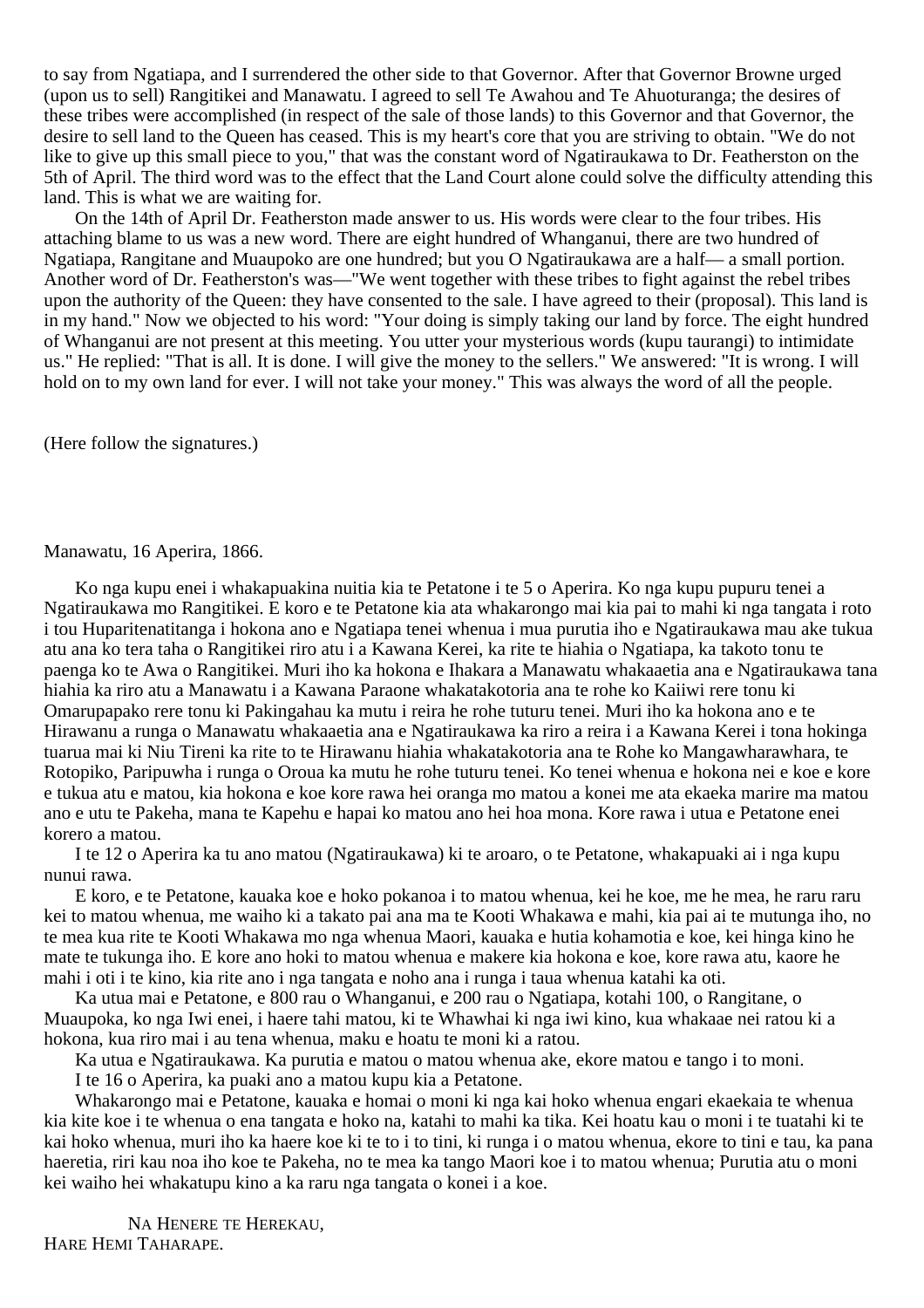to say from Ngatiapa, and I surrendered the other side to that Governor. After that Governor Browne urged (upon us to sell) Rangitikei and Manawatu. I agreed to sell Te Awahou and Te Ahuoturanga; the desires of these tribes were accomplished (in respect of the sale of those lands) to this Governor and that Governor, the desire to sell land to the Queen has ceased. This is my heart's core that you are striving to obtain. "We do not like to give up this small piece to you," that was the constant word of Ngatiraukawa to Dr. Featherston on the 5th of April. The third word was to the effect that the Land Court alone could solve the difficulty attending this land. This is what we are waiting for.

On the 14th of April Dr. Featherston made answer to us. His words were clear to the four tribes. His attaching blame to us was a new word. There are eight hundred of Whanganui, there are two hundred of Ngatiapa, Rangitane and Muaupoko are one hundred; but you O Ngatiraukawa are a half— a small portion. Another word of Dr. Featherston's was—"We went together with these tribes to fight against the rebel tribes upon the authority of the Queen: they have consented to the sale. I have agreed to their (proposal). This land is in my hand." Now we objected to his word: "Your doing is simply taking our land by force. The eight hundred of Whanganui are not present at this meeting. You utter your mysterious words (kupu taurangi) to intimidate us." He replied: "That is all. It is done. I will give the money to the sellers." We answered: "It is wrong. I will hold on to my own land for ever. I will not take your money." This was always the word of all the people.

(Here follow the signatures.)

Manawatu, 16 Aperira, 1866.

Ko nga kupu enei i whakapuakina nuitia kia te Petatone i te 5 o Aperira. Ko nga kupu pupuru tenei a Ngatiraukawa mo Rangitikei. E koro e te Petatone kia ata whakarongo mai kia pai to mahi ki nga tangata i roto i tou Huparitenatitanga i hokona ano e Ngatiapa tenei whenua i mua purutia iho e Ngatiraukawa mau ake tukua atu ana ko tera taha o Rangitikei riro atu i a Kawana Kerei, ka rite te hiahia o Ngatiapa, ka takoto tonu te paenga ko te Awa o Rangitikei. Muri iho ka hokona e Ihakara a Manawatu whakaaetia ana e Ngatiraukawa tana hiahia ka riro atu a Manawatu i a Kawana Paraone whakatakotoria ana te rohe ko Kaiiwi rere tonu ki Omarupapako rere tonu ki Pakingahau ka mutu i reira he rohe tuturu tenei. Muri iho ka hokona ano e te Hirawanu a runga o Manawatu whakaaetia ana e Ngatiraukawa ka riro a reira i a Kawana Kerei i tona hokinga tuarua mai ki Niu Tireni ka rite to te Hirawanu hiahia whakatakotoria ana te Rohe ko Mangawharawhara, te Rotopiko, Paripuwha i runga o Oroua ka mutu he rohe tuturu tenei. Ko tenei whenua e hokona nei e koe e kore e tukua atu e matou, kia hokona e koe kore rawa hei oranga mo matou a konei me ata ekaeka marire ma matou ano e utu te Pakeha, mana te Kapehu e hapai ko matou ano hei hoa mona. Kore rawa i utua e Petatone enei korero a matou.

I te 12 o Aperira ka tu ano matou (Ngatiraukawa) ki te aroaro, o te Petatone, whakapuaki ai i nga kupu nunui rawa.

E koro, e te Petatone, kauaka koe e hoko pokanoa i to matou whenua, kei he koe, me he mea, he raru raru kei to matou whenua, me waiho ki a takato pai ana ma te Kooti Whakawa e mahi, kia pai ai te mutunga iho, no te mea kua rite te Kooti Whakawa mo nga whenua Maori, kauaka e hutia kohamotia e koe, kei hinga kino he mate te tukunga iho. E kore ano hoki to matou whenua e makere kia hokona e koe, kore rawa atu, kaore he mahi i oti i te kino, kia rite ano i nga tangata e noho ana i runga i taua whenua katahi ka oti.

Ka utua mai e Petatone, e 800 rau o Whanganui, e 200 rau o Ngatiapa, kotahi 100, o Rangitane, o Muaupoka, ko nga Iwi enei, i haere tahi matou, ki te Whawhai ki nga iwi kino, kua whakaae nei ratou ki a hokona, kua riro mai i au tena whenua, maku e hoatu te moni ki a ratou.

Ka utua e Ngatiraukawa. Ka purutia e matou o matou whenua ake, ekore matou e tango i to moni.

I te 16 o Aperira, ka puaki ano a matou kupu kia a Petatone.

Whakarongo mai e Petatone, kauaka e homai o moni ki nga kai hoko whenua engari ekaekaia te whenua kia kite koe i te whenua o ena tangata e hoko na, katahi to mahi ka tika. Kei hoatu kau o moni i te tuatahi ki te kai hoko whenua, muri iho ka haere koe ki te to i to tini, ki runga i o matou whenua, ekore to tini e tau, ka pana haeretia, riri kau noa iho koe te Pakeha, no te mea ka tango Maori koe i to matou whenua; Purutia atu o moni kei waiho hei whakatupu kino a ka raru nga tangata o konei i a koe.

Na Henere te Herekau,
Hare Hemi Taharape.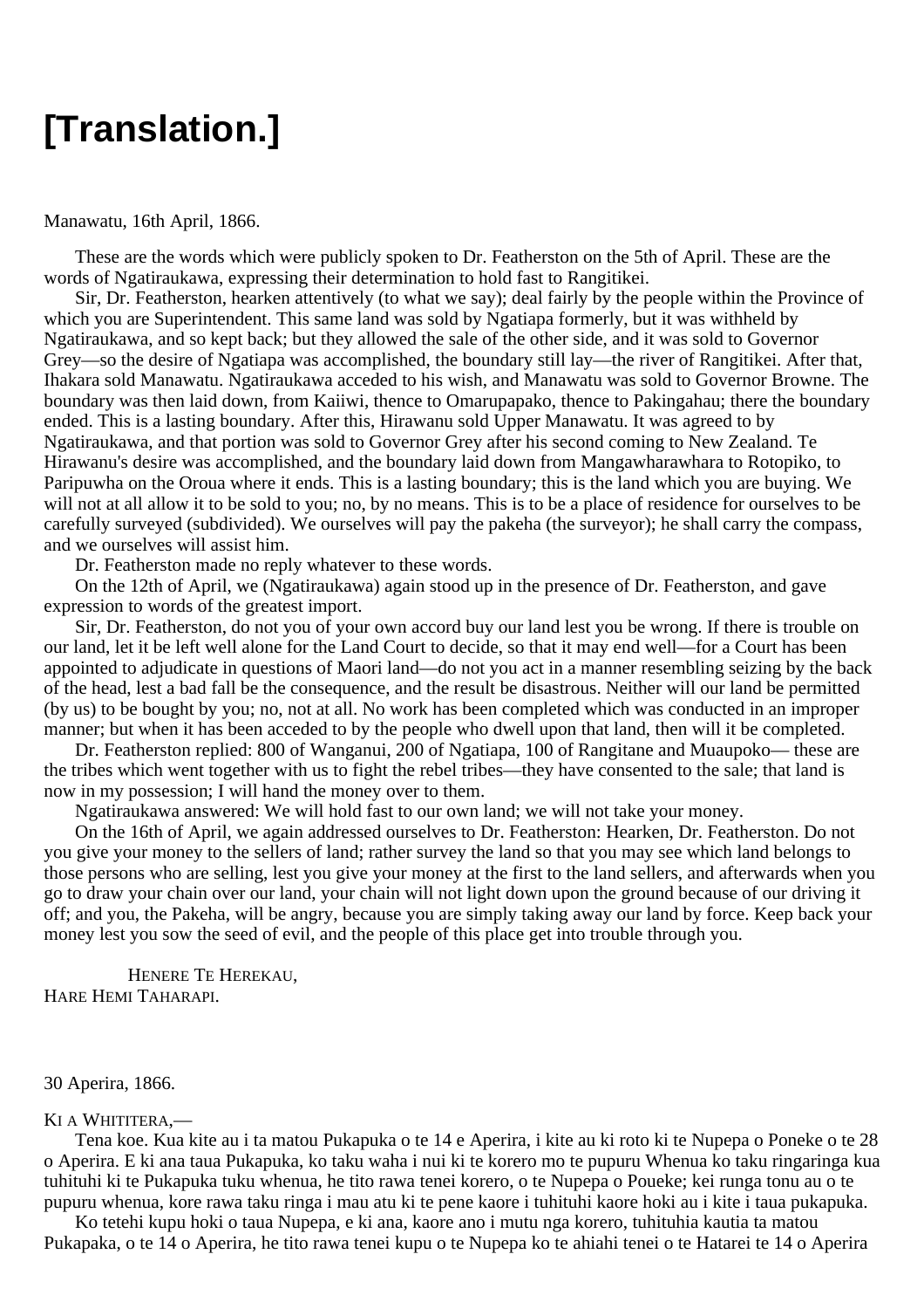# [Translation.]

Manawatu, 16th April, 1866.

These are the words which were publicly spoken to Dr. Featherston on the 5th of April. These are the words of Ngatiraukawa, expressing their determination to hold fast to Rangitikei.

Sir, Dr. Featherston, hearken attentively (to what we say); deal fairly by the people within the Province of which you are Superintendent. This same land was sold by Ngatiapa formerly, but it was withheld by Ngatiraukawa, and so kept back; but they allowed the sale of the other side, and it was sold to Governor Grey—so the desire of Ngatiapa was accomplished, the boundary still lay—the river of Rangitikei. After that, Ihakara sold Manawatu. Ngatiraukawa acceded to his wish, and Manawatu was sold to Governor Browne. The boundary was then laid down, from Kaiiwi, thence to Omarupapako, thence to Pakingahau; there the boundary ended. This is a lasting boundary. After this, Hirawanu sold Upper Manawatu. It was agreed to by Ngatiraukawa, and that portion was sold to Governor Grey after his second coming to New Zealand. Te Hirawanu's desire was accomplished, and the boundary laid down from Mangawharawhara to Rotopiko, to Paripuwha on the Oroua where it ends. This is a lasting boundary; this is the land which you are buying. We will not at all allow it to be sold to you; no, by no means. This is to be a place of residence for ourselves to be carefully surveyed (subdivided). We ourselves will pay the pakeha (the surveyor); he shall carry the compass, and we ourselves will assist him.

Dr. Featherston made no reply whatever to these words.

On the 12th of April, we (Ngatiraukawa) again stood up in the presence of Dr. Featherston, and gave expression to words of the greatest import.

Sir, Dr. Featherston, do not you of your own accord buy our land lest you be wrong. If there is trouble on our land, let it be left well alone for the Land Court to decide, so that it may end well—for a Court has been appointed to adjudicate in questions of Maori land—do not you act in a manner resembling seizing by the back of the head, lest a bad fall be the consequence, and the result be disastrous. Neither will our land be permitted (by us) to be bought by you; no, not at all. No work has been completed which was conducted in an improper manner; but when it has been acceded to by the people who dwell upon that land, then will it be completed.

Dr. Featherston replied: 800 of Wanganui, 200 of Ngatiapa, 100 of Rangitane and Muaupoko— these are the tribes which went together with us to fight the rebel tribes—they have consented to the sale; that land is now in my possession; I will hand the money over to them.

Ngatiraukawa answered: We will hold fast to our own land; we will not take your money.

On the 16th of April, we again addressed ourselves to Dr. Featherston: Hearken, Dr. Featherston. Do not you give your money to the sellers of land; rather survey the land so that you may see which land belongs to those persons who are selling, lest you give your money at the first to the land sellers, and afterwards when you go to draw your chain over our land, your chain will not light down upon the ground because of our driving it off; and you, the Pakeha, will be angry, because you are simply taking away our land by force. Keep back your money lest you sow the seed of evil, and the people of this place get into trouble through you.

Henere Te Herekau,
Hare Hemi Taharapi.

30 Aperira, 1866.

Ki a Whititera,—

Tena koe. Kua kite au i ta matou Pukapuka o te 14 e Aperira, i kite au ki roto ki te Nupepa o Poneke o te 28 o Aperira. E ki ana taua Pukapuka, ko taku waha i nui ki te korero mo te pupuru Whenua ko taku ringaringa kua tuhituhi ki te Pukapuka tuku whenua, he tito rawa tenei korero, o te Nupepa o Poueke; kei runga tonu au o te pupuru whenua, kore rawa taku ringa i mau atu ki te pene kaore i tuhituhi kaore hoki au i kite i taua pukapuka.

Ko tetehi kupu hoki o taua Nupepa, e ki ana, kaore ano i mutu nga korero, tuhituhia kautia ta matou Pukapaka, o te 14 o Aperira, he tito rawa tenei kupu o te Nupepa ko te ahiahi tenei o te Hatarei te 14 o Aperira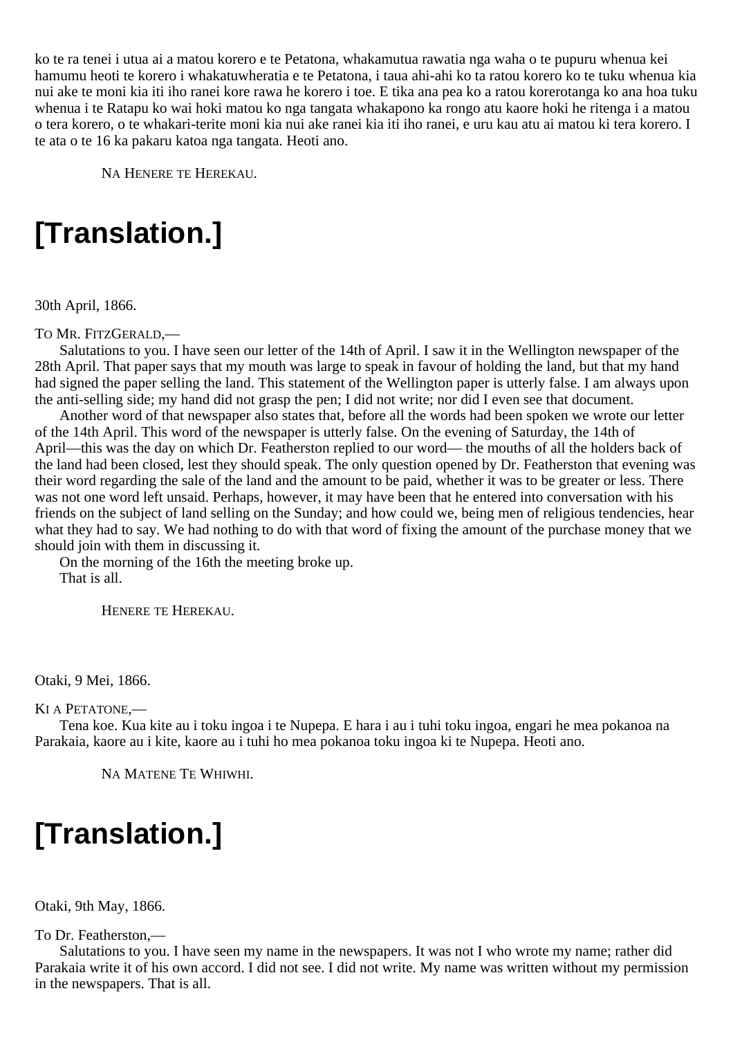ko te ra tenei i utua ai a matou korero e te Petatona, whakamutua rawatia nga waha o te pupuru whenua kei hamumu heoti te korero i whakatuwheratia e te Petatona, i taua ahi-ahi ko ta ratou korero ko te tuku whenua kia nui ake te moni kia iti iho ranei kore rawa he korero i toe. E tika ana pea ko a ratou korerotanga ko ana hoa tuku whenua i te Ratapu ko wai hoki matou ko nga tangata whakapono ka rongo atu kaore hoki he ritenga i a matou o tera korero, o te whakari-terite moni kia nui ake ranei kia iti iho ranei, e uru kau atu ai matou ki tera korero. I te ata o te 16 ka pakaru katoa nga tangata. Heoti ano.

NA HENERE TE HEREKAU.

# [Translation.]

30th April, 1866.

TO MR. FITZGERALD,—

Salutations to you. I have seen our letter of the 14th of April. I saw it in the Wellington newspaper of the 28th April. That paper says that my mouth was large to speak in favour of holding the land, but that my hand had signed the paper selling the land. This statement of the Wellington paper is utterly false. I am always upon the anti-selling side; my hand did not grasp the pen; I did not write; nor did I even see that document.

Another word of that newspaper also states that, before all the words had been spoken we wrote our letter of the 14th April. This word of the newspaper is utterly false. On the evening of Saturday, the 14th of April—this was the day on which Dr. Featherston replied to our word— the mouths of all the holders back of the land had been closed, lest they should speak. The only question opened by Dr. Featherston that evening was their word regarding the sale of the land and the amount to be paid, whether it was to be greater or less. There was not one word left unsaid. Perhaps, however, it may have been that he entered into conversation with his friends on the subject of land selling on the Sunday; and how could we, being men of religious tendencies, hear what they had to say. We had nothing to do with that word of fixing the amount of the purchase money that we should join with them in discussing it.

On the morning of the 16th the meeting broke up.

That is all.

HENERE TE HEREKAU.

Otaki, 9 Mei, 1866.

KI A PETATONE,—

Tena koe. Kua kite au i toku ingoa i te Nupepa. E hara i au i tuhi toku ingoa, engari he mea pokanoa na Parakaia, kaore au i kite, kaore au i tuhi ho mea pokanoa toku ingoa ki te Nupepa. Heoti ano.

NA MATENE TE WHIWHI.

# [Translation.]

Otaki, 9th May, 1866.

To Dr. Featherston,—

Salutations to you. I have seen my name in the newspapers. It was not I who wrote my name; rather did Parakaia write it of his own accord. I did not see. I did not write. My name was written without my permission in the newspapers. That is all.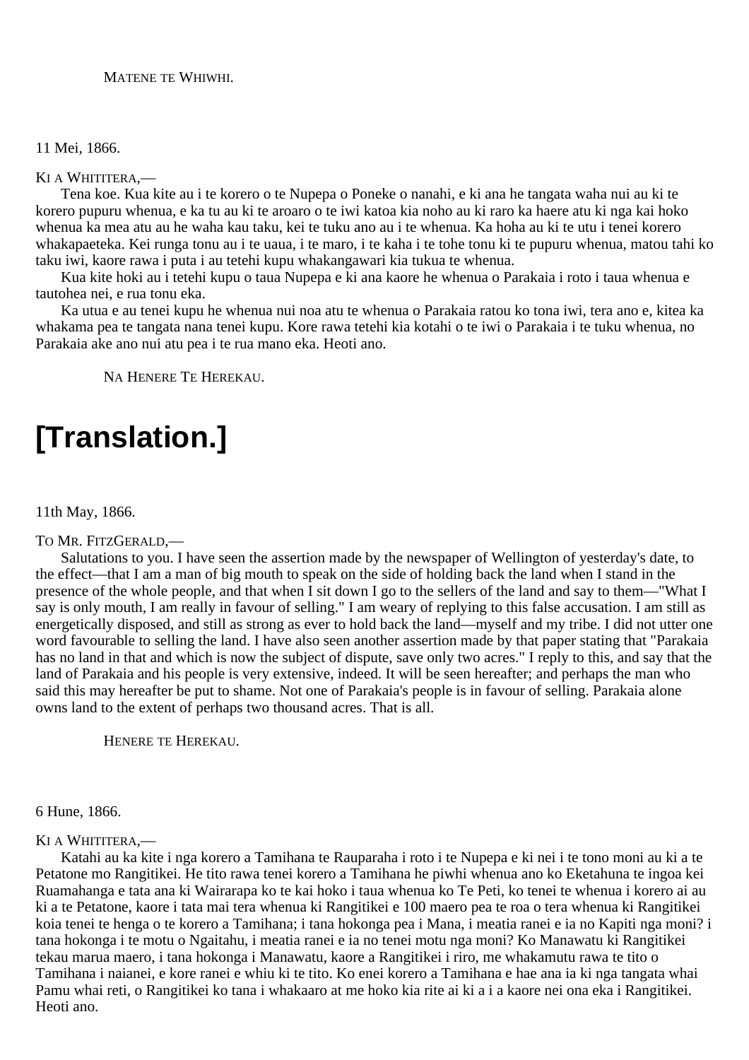MATENE TE WHIWHI.

11 Mei, 1866.

KI A WHITITERA,—

Tena koe. Kua kite au i te korero o te Nupepa o Poneke o nanahi, e ki ana he tangata waha nui au ki te korero pupuru whenua, e ka tu au ki te aroaro o te iwi katoa kia noho au ki raro ka haere atu ki nga kai hoko whenua ka mea atu au he waha kau taku, kei te tuku ano au i te whenua. Ka hoha au ki te utu i tenei korero whakapaeteka. Kei runga tonu au i te uaua, i te maro, i te kaha i te tohe tonu ki te pupuru whenua, matou tahi ko taku iwi, kaore rawa i puta i au tetehi kupu whakangawari kia tukua te whenua.

Kua kite hoki au i tetehi kupu o taua Nupepa e ki ana kaore he whenua o Parakaia i roto i taua whenua e tautohea nei, e rua tonu eka.

Ka utua e au tenei kupu he whenua nui noa atu te whenua o Parakaia ratou ko tona iwi, tera ano e, kitea ka whakama pea te tangata nana tenei kupu. Kore rawa tetehi kia kotahi o te iwi o Parakaia i te tuku whenua, no Parakaia ake ano nui atu pea i te rua mano eka. Heoti ano.

NA HENERE TE HEREKAU.

# [Translation.]

11th May, 1866.

TO MR. FITZGERALD,—

Salutations to you. I have seen the assertion made by the newspaper of Wellington of yesterday's date, to the effect—that I am a man of big mouth to speak on the side of holding back the land when I stand in the presence of the whole people, and that when I sit down I go to the sellers of the land and say to them—"What I say is only mouth, I am really in favour of selling." I am weary of replying to this false accusation. I am still as energetically disposed, and still as strong as ever to hold back the land—myself and my tribe. I did not utter one word favourable to selling the land. I have also seen another assertion made by that paper stating that "Parakaia has no land in that and which is now the subject of dispute, save only two acres." I reply to this, and say that the land of Parakaia and his people is very extensive, indeed. It will be seen hereafter; and perhaps the man who said this may hereafter be put to shame. Not one of Parakaia's people is in favour of selling. Parakaia alone owns land to the extent of perhaps two thousand acres. That is all.

HENERE TE HEREKAU.

6 Hune, 1866.

KI A WHITITERA,—

Katahi au ka kite i nga korero a Tamihana te Rauparaha i roto i te Nupepa e ki nei i te tono moni au ki a te Petatone mo Rangitikei. He tito rawa tenei korero a Tamihana he piwhi whenua ano ko Eketahuna te ingoa kei Ruamahanga e tata ana ki Wairarapa ko te kai hoko i taua whenua ko Te Peti, ko tenei te whenua i korero ai au ki a te Petatone, kaore i tata mai tera whenua ki Rangitikei e 100 maero pea te roa o tera whenua ki Rangitikei koia tenei te henga o te korero a Tamihana; i tana hokonga pea i Mana, i meatia ranei e ia no Kapiti nga moni? i tana hokonga i te motu o Ngaitahu, i meatia ranei e ia no tenei motu nga moni? Ko Manawatu ki Rangitikei tekau marua maero, i tana hokonga i Manawatu, kaore a Rangitikei i riro, me whakamutu rawa te tito o Tamihana i naianei, e kore ranei e whiu ki te tito. Ko enei korero a Tamihana e hae ana ia ki nga tangata whai Pamu whai reti, o Rangitikei ko tana i whakaaro at me hoko kia rite ai ki a i a kaore nei ona eka i Rangitikei. Heoti ano.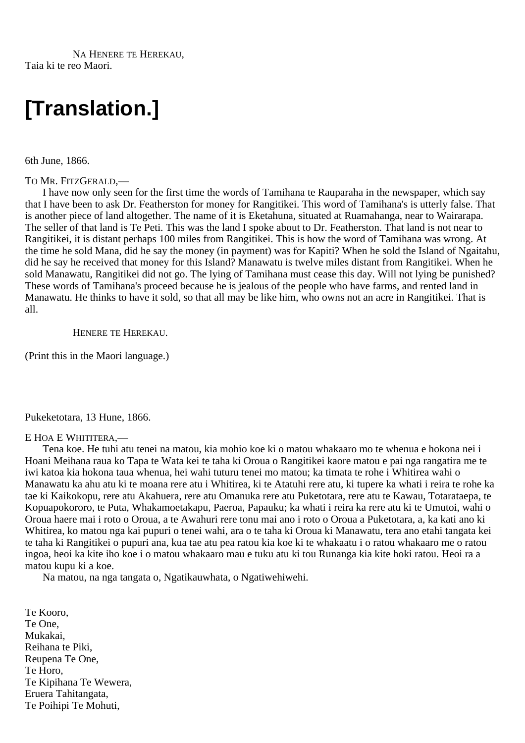Na Henere te Herekau,
Taia ki te reo Maori.

# [Translation.]

6th June, 1866.

To Mr. FitzGerald,—

I have now only seen for the first time the words of Tamihana te Rauparaha in the newspaper, which say that I have been to ask Dr. Featherston for money for Rangitikei. This word of Tamihana's is utterly false. That is another piece of land altogether. The name of it is Eketahuna, situated at Ruamahanga, near to Wairarapa. The seller of that land is Te Peti. This was the land I spoke about to Dr. Featherston. That land is not near to Rangitikei, it is distant perhaps 100 miles from Rangitikei. This is how the word of Tamihana was wrong. At the time he sold Mana, did he say the money (in payment) was for Kapiti? When he sold the Island of Ngaitahu, did he say he received that money for this Island? Manawatu is twelve miles distant from Rangitikei. When he sold Manawatu, Rangitikei did not go. The lying of Tamihana must cease this day. Will not lying be punished? These words of Tamihana's proceed because he is jealous of the people who have farms, and rented land in Manawatu. He thinks to have it sold, so that all may be like him, who owns not an acre in Rangitikei. That is all.

Henere te Herekau.

(Print this in the Maori language.)

Pukeketotara, 13 Hune, 1866.

E Hoa E Whititera,—

Tena koe. He tuhi atu tenei na matou, kia mohio koe ki o matou whakaaro mo te whenua e hokona nei i Hoani Meihana raua ko Tapa te Wata kei te taha ki Oroua o Rangitikei kaore matou e pai nga rangatira me te iwi katoa kia hokona taua whenua, hei wahi tuturu tenei mo matou; ka timata te rohe i Whitirea wahi o Manawatu ka ahu atu ki te moana rere atu i Whitirea, ki te Atatuhi rere atu, ki tupere ka whati i reira te rohe ka tae ki Kaikokopu, rere atu Akahuera, rere atu Omanuka rere atu Puketotara, rere atu te Kawau, Totarataepa, te Kopuapokororo, te Puta, Whakamoetakapu, Paeroa, Papauku; ka whati i reira ka rere atu ki te Umutoi, wahi o Oroua haere mai i roto o Oroua, a te Awahuri rere tonu mai ano i roto o Oroua a Puketotara, a, ka kati ano ki Whitirea, ko matou nga kai pupuri o tenei wahi, ara o te taha ki Oroua ki Manawatu, tera ano etahi tangata kei te taha ki Rangitikei o pupuri ana, kua tae atu pea ratou kia koe ki te whakaatu i o ratou whakaaro me o ratou ingoa, heoi ka kite iho koe i o matou whakaaro mau e tuku atu ki tou Runanga kia kite hoki ratou. Heoi ra a matou kupu ki a koe.

Na matou, na nga tangata o, Ngatikauwhata, o Ngatiwehiwehi.

Te Kooro,
Te One,
Mukakai,
Reihana te Piki,
Reupena Te One,
Te Horo,
Te Kipihana Te Wewera,
Eruera Tahitangata,
Te Poihipi Te Mohuti,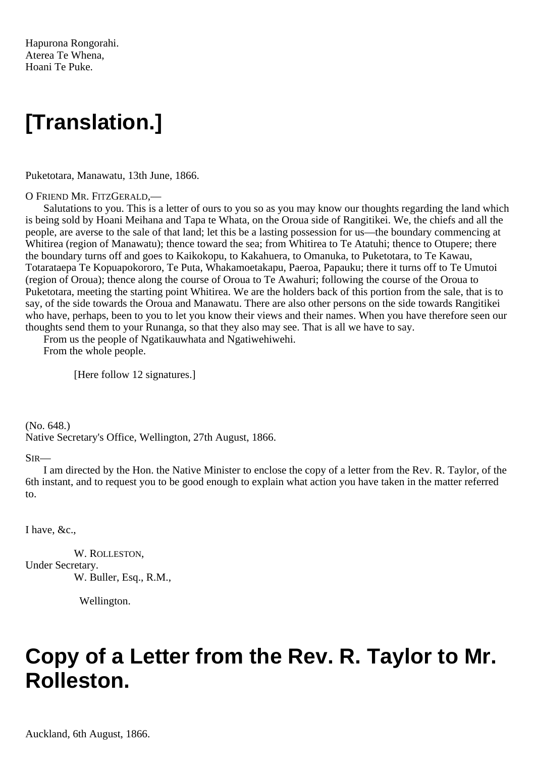Hapurona Rongorahi.
Aterea Te Whena,
Hoani Te Puke.

# [Translation.]

Puketotara, Manawatu, 13th June, 1866.

O FRIEND MR. FITZGERALD,—

Salutations to you. This is a letter of ours to you so as you may know our thoughts regarding the land which is being sold by Hoani Meihana and Tapa te Whata, on the Oroua side of Rangitikei. We, the chiefs and all the people, are averse to the sale of that land; let this be a lasting possession for us—the boundary commencing at Whitirea (region of Manawatu); thence toward the sea; from Whitirea to Te Atatuhi; thence to Otupere; there the boundary turns off and goes to Kaikokopu, to Kakahuera, to Omanuka, to Puketotara, to Te Kawau, Totarataepa Te Kopuapokororo, Te Puta, Whakamoetakapu, Paeroa, Papauku; there it turns off to Te Umutoi (region of Oroua); thence along the course of Oroua to Te Awahuri; following the course of the Oroua to Puketotara, meeting the starting point Whitirea. We are the holders back of this portion from the sale, that is to say, of the side towards the Oroua and Manawatu. There are also other persons on the side towards Rangitikei who have, perhaps, been to you to let you know their views and their names. When you have therefore seen our thoughts send them to your Runanga, so that they also may see. That is all we have to say.

From us the people of Ngatikauwhata and Ngatiwehiwehi.

From the whole people.

[Here follow 12 signatures.]

(No. 648.)
Native Secretary's Office, Wellington, 27th August, 1866.

SIR—

I am directed by the Hon. the Native Minister to enclose the copy of a letter from the Rev. R. Taylor, of the 6th instant, and to request you to be good enough to explain what action you have taken in the matter referred to.

I have, &c.,

W. ROLLESTON,
Under Secretary.

W. Buller, Esq., R.M.,
Wellington.

# Copy of a Letter from the Rev. R. Taylor to Mr. Rolleston.

Auckland, 6th August, 1866.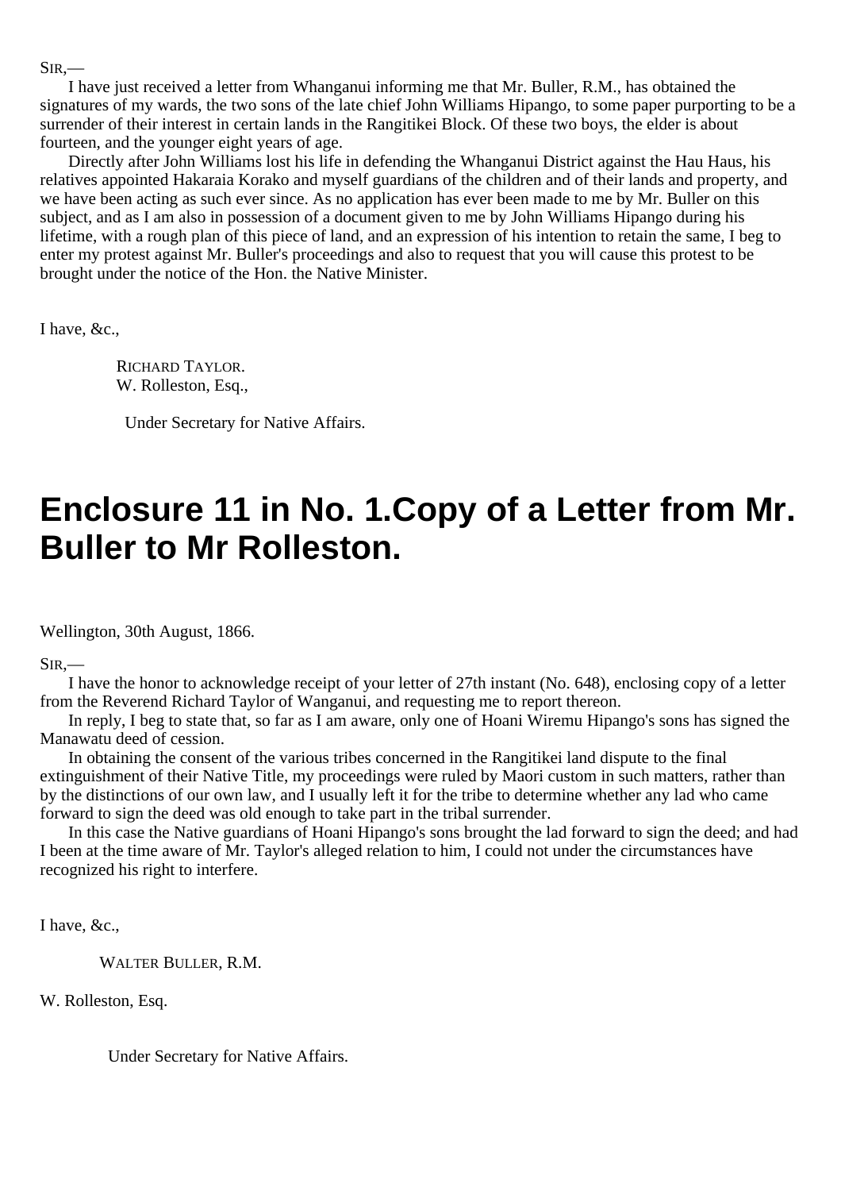SIR,—

I have just received a letter from Whanganui informing me that Mr. Buller, R.M., has obtained the signatures of my wards, the two sons of the late chief John Williams Hipango, to some paper purporting to be a surrender of their interest in certain lands in the Rangitikei Block. Of these two boys, the elder is about fourteen, and the younger eight years of age.

Directly after John Williams lost his life in defending the Whanganui District against the Hau Haus, his relatives appointed Hakaraia Korako and myself guardians of the children and of their lands and property, and we have been acting as such ever since. As no application has ever been made to me by Mr. Buller on this subject, and as I am also in possession of a document given to me by John Williams Hipango during his lifetime, with a rough plan of this piece of land, and an expression of his intention to retain the same, I beg to enter my protest against Mr. Buller's proceedings and also to request that you will cause this protest to be brought under the notice of the Hon. the Native Minister.

I have, &c.,

RICHARD TAYLOR.

W. Rolleston, Esq.,

Under Secretary for Native Affairs.

# Enclosure 11 in No. 1.Copy of a Letter from Mr. Buller to Mr Rolleston.

Wellington, 30th August, 1866.

SIR,—

I have the honor to acknowledge receipt of your letter of 27th instant (No. 648), enclosing copy of a letter from the Reverend Richard Taylor of Wanganui, and requesting me to report thereon.

In reply, I beg to state that, so far as I am aware, only one of Hoani Wiremu Hipango's sons has signed the Manawatu deed of cession.

In obtaining the consent of the various tribes concerned in the Rangitikei land dispute to the final extinguishment of their Native Title, my proceedings were ruled by Maori custom in such matters, rather than by the distinctions of our own law, and I usually left it for the tribe to determine whether any lad who came forward to sign the deed was old enough to take part in the tribal surrender.

In this case the Native guardians of Hoani Hipango's sons brought the lad forward to sign the deed; and had I been at the time aware of Mr. Taylor's alleged relation to him, I could not under the circumstances have recognized his right to interfere.

I have, &c.,

WALTER BULLER, R.M.

W. Rolleston, Esq.

Under Secretary for Native Affairs.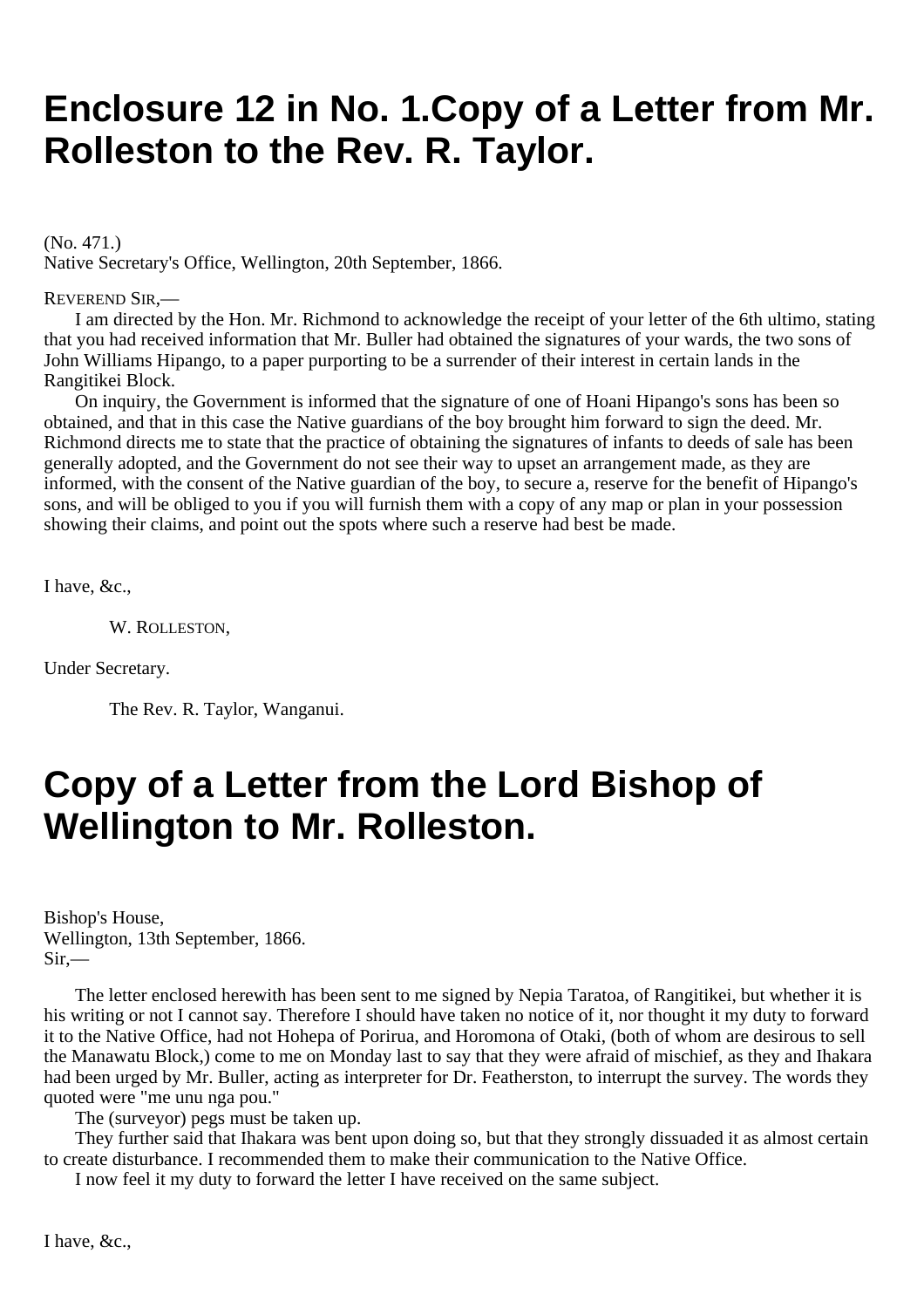# Enclosure 12 in No. 1.Copy of a Letter from Mr. Rolleston to the Rev. R. Taylor.

(No. 471.)
Native Secretary's Office, Wellington, 20th September, 1866.

REVEREND SIR,—

I am directed by the Hon. Mr. Richmond to acknowledge the receipt of your letter of the 6th ultimo, stating that you had received information that Mr. Buller had obtained the signatures of your wards, the two sons of John Williams Hipango, to a paper purporting to be a surrender of their interest in certain lands in the Rangitikei Block.

On inquiry, the Government is informed that the signature of one of Hoani Hipango's sons has been so obtained, and that in this case the Native guardians of the boy brought him forward to sign the deed. Mr. Richmond directs me to state that the practice of obtaining the signatures of infants to deeds of sale has been generally adopted, and the Government do not see their way to upset an arrangement made, as they are informed, with the consent of the Native guardian of the boy, to secure a, reserve for the benefit of Hipango's sons, and will be obliged to you if you will furnish them with a copy of any map or plan in your possession showing their claims, and point out the spots where such a reserve had best be made.

I have, &c.,

W. ROLLESTON,

Under Secretary.

The Rev. R. Taylor, Wanganui.

# Copy of a Letter from the Lord Bishop of Wellington to Mr. Rolleston.

Bishop's House,
Wellington, 13th September, 1866.
Sir,—

The letter enclosed herewith has been sent to me signed by Nepia Taratoa, of Rangitikei, but whether it is his writing or not I cannot say. Therefore I should have taken no notice of it, nor thought it my duty to forward it to the Native Office, had not Hohepa of Porirua, and Horomona of Otaki, (both of whom are desirous to sell the Manawatu Block,) come to me on Monday last to say that they were afraid of mischief, as they and Ihakara had been urged by Mr. Buller, acting as interpreter for Dr. Featherston, to interrupt the survey. The words they quoted were "me unu nga pou."

The (surveyor) pegs must be taken up.

They further said that Ihakara was bent upon doing so, but that they strongly dissuaded it as almost certain to create disturbance. I recommended them to make their communication to the Native Office.

I now feel it my duty to forward the letter I have received on the same subject.

I have, &c.,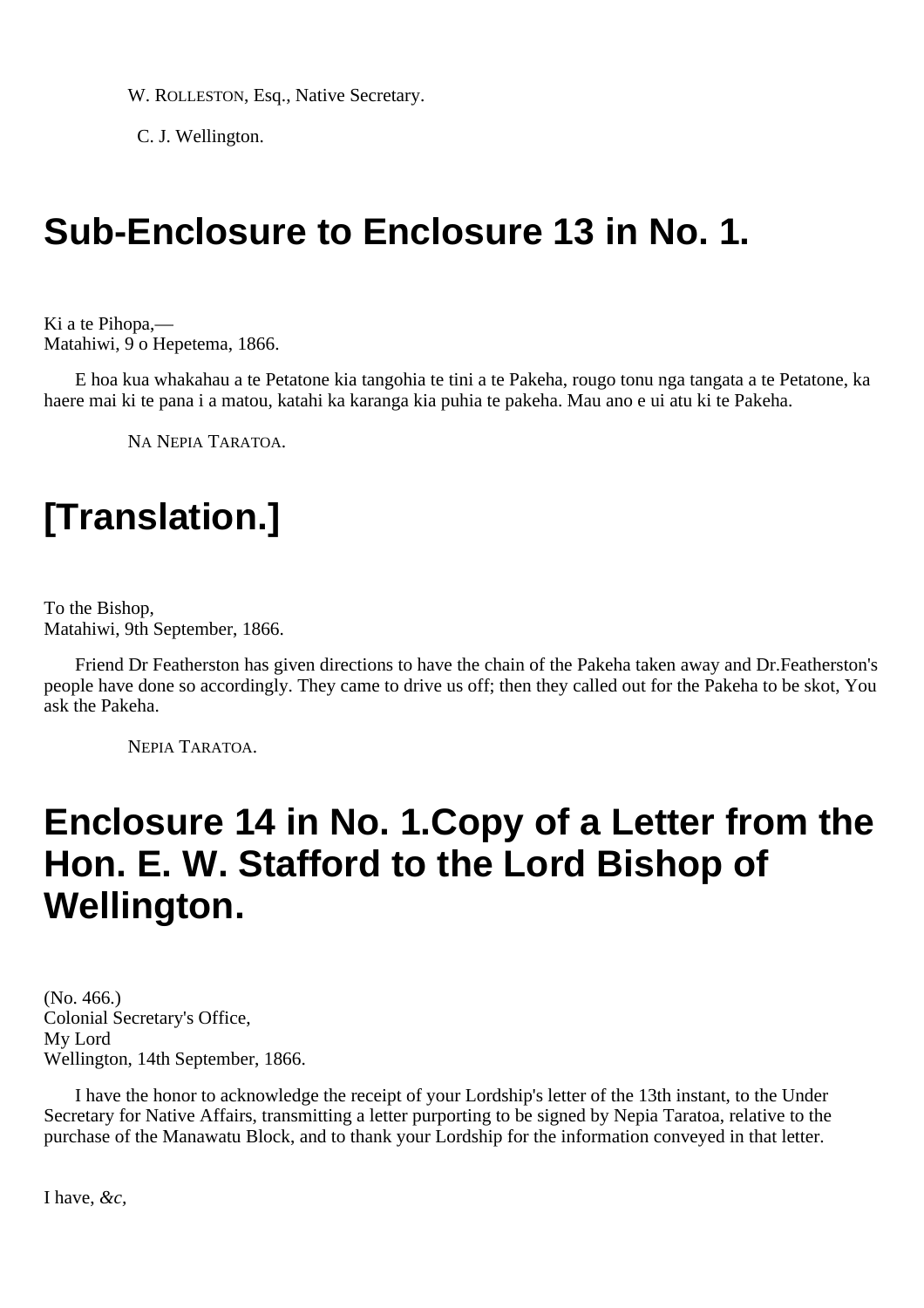W. ROLLESTON, Esq., Native Secretary.

C. J. Wellington.

## Sub-Enclosure to Enclosure 13 in No. 1.

Ki a te Pihopa,—
Matahiwi, 9 o Hepetema, 1866.

E hoa kua whakahau a te Petatone kia tangohia te tini a te Pakeha, rougo tonu nga tangata a te Petatone, ka haere mai ki te pana i a matou, katahi ka karanga kia puhia te pakeha. Mau ano e ui atu ki te Pakeha.

NA NEPIA TARATOA.

## [Translation.]

To the Bishop,
Matahiwi, 9th September, 1866.

Friend Dr Featherston has given directions to have the chain of the Pakeha taken away and Dr.Featherston's people have done so accordingly. They came to drive us off; then they called out for the Pakeha to be skot, You ask the Pakeha.

NEPIA TARATOA.

## Enclosure 14 in No. 1.Copy of a Letter from the Hon. E. W. Stafford to the Lord Bishop of Wellington.

(No. 466.)
Colonial Secretary's Office,
My Lord
Wellington, 14th September, 1866.

I have the honor to acknowledge the receipt of your Lordship's letter of the 13th instant, to the Under Secretary for Native Affairs, transmitting a letter purporting to be signed by Nepia Taratoa, relative to the purchase of the Manawatu Block, and to thank your Lordship for the information conveyed in that letter.

I have, *&c,*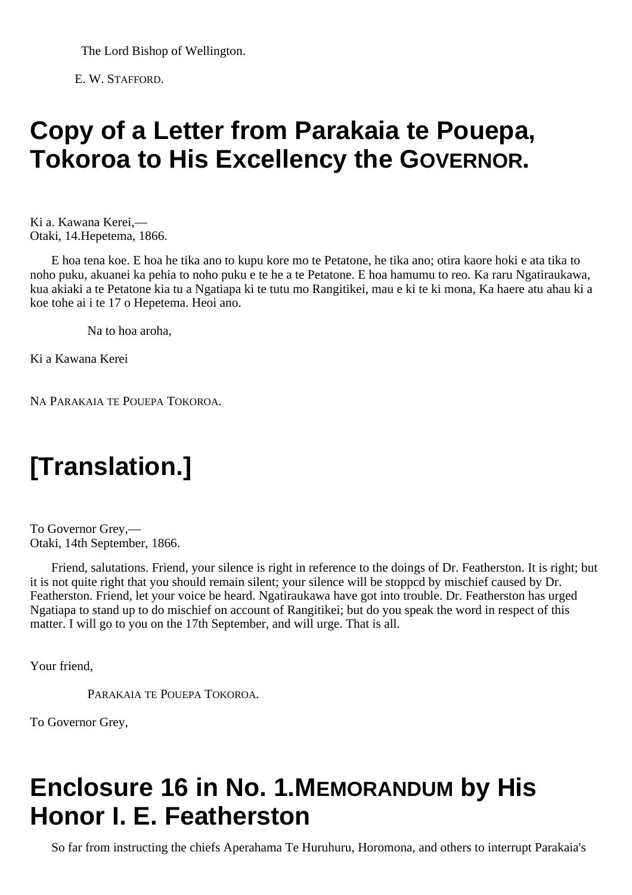The Lord Bishop of Wellington.

E. W. STAFFORD.

# Copy of a Letter from Parakaia te Pouepa, Tokoroa to His Excellency the GOVERNOR.

Ki a. Kawana Kerei,—
Otaki, 14.Hepetema, 1866.

E hoa tena koe. E hoa he tika ano to kupu kore mo te Petatone, he tika ano; otira kaore hoki e ata tika to noho puku, akuanei ka pehia to noho puku e te he a te Petatone. E hoa hamumu to reo. Ka raru Ngatiraukawa, kua akiaki a te Petatone kia tu a Ngatiapa ki te tutu mo Rangitikei, mau e ki te ki mona, Ka haere atu ahau ki a koe tohe ai i te 17 o Hepetema. Heoi ano.

Na to hoa aroha,

Ki a Kawana Kerei

NA PARAKAIA TE POUEPA TOKOROA.

# [Translation.]

To Governor Grey,—
Otaki, 14th September, 1866.

Friend, salutations. Friend, your silence is right in reference to the doings of Dr. Featherston. It is right; but it is not quite right that you should remain silent; your silence will be stoppcd by mischief caused by Dr. Featherston. Friend, let your voice be heard. Ngatiraukawa have got into trouble. Dr. Featherston has urged Ngatiapa to stand up to do mischief on account of Rangitikei; but do you speak the word in respect of this matter. I will go to you on the 17th September, and will urge. That is all.

Your friend,

PARAKAIA TE POUEPA TOKOROA.

To Governor Grey,

# Enclosure 16 in No. 1.MEMORANDUM by His Honor I. E. Featherston

So far from instructing the chiefs Aperahama Te Huruhuru, Horomona, and others to interrupt Parakaia's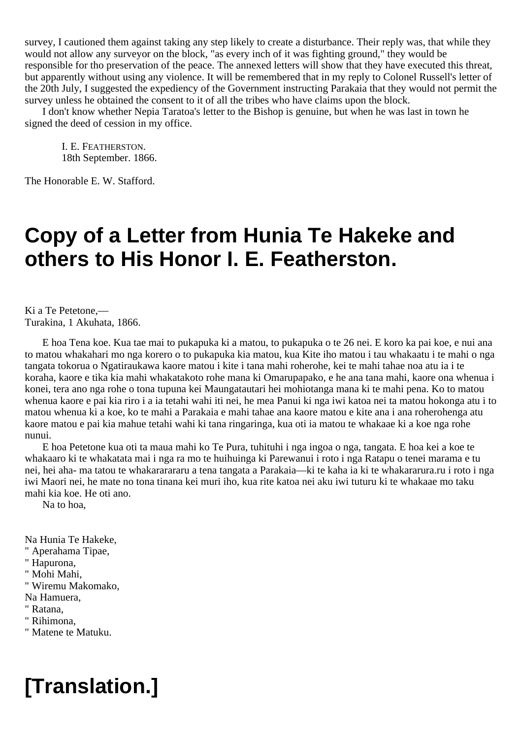survey, I cautioned them against taking any step likely to create a disturbance. Their reply was, that while they would not allow any surveyor on the block, "as every inch of it was fighting ground," they would be responsible for tho preservation of the peace. The annexed letters will show that they have executed this threat, but apparently without using any violence. It will be remembered that in my reply to Colonel Russell's letter of the 20th July, I suggested the expediency of the Government instructing Parakaia that they would not permit the survey unless he obtained the consent to it of all the tribes who have claims upon the block.

I don't know whether Nepia Taratoa's letter to the Bishop is genuine, but when he was last in town he signed the deed of cession in my office.

I. E. FEATHERSTON.
18th September. 1866.

The Honorable E. W. Stafford.

# Copy of a Letter from Hunia Te Hakeke and others to His Honor I. E. Featherston.

Ki a Te Petetone,—
Turakina, 1 Akuhata, 1866.

E hoa Tena koe. Kua tae mai to pukapuka ki a matou, to pukapuka o te 26 nei. E koro ka pai koe, e nui ana to matou whakahari mo nga korero o to pukapuka kia matou, kua Kite iho matou i tau whakaatu i te mahi o nga tangata tokorua o Ngatiraukawa kaore matou i kite i tana mahi roherohe, kei te mahi tahae noa atu ia i te koraha, kaore e tika kia mahi whakatakoto rohe mana ki Omarupapako, e he ana tana mahi, kaore ona whenua i konei, tera ano nga rohe o tona tupuna kei Maungatautari hei mohiotanga mana ki te mahi pena. Ko to matou whenua kaore e pai kia riro i a ia tetahi wahi iti nei, he mea Panui ki nga iwi katoa nei ta matou hokonga atu i to matou whenua ki a koe, ko te mahi a Parakaia e mahi tahae ana kaore matou e kite ana i ana roherohenga atu kaore matou e pai kia mahue tetahi wahi ki tana ringaringa, kua oti ia matou te whakaae ki a koe nga rohe nunui.

E hoa Petetone kua oti ta maua mahi ko Te Pura, tuhituhi i nga ingoa o nga, tangata. E hoa kei a koe te whakaaro ki te whakatata mai i nga ra mo te huihuinga ki Parewanui i roto i nga Ratapu o tenei marama e tu nei, hei aha- ma tatou te whakararararu a tena tangata a Parakaia—ki te kaha ia ki te whakararura.ru i roto i nga iwi Maori nei, he mate no tona tinana kei muri iho, kua rite katoa nei aku iwi tuturu ki te whakaae mo taku mahi kia koe. He oti ano.

Na to hoa,

Na Hunia Te Hakeke,
" Aperahama Tipae,
" Hapurona,
" Mohi Mahi,
" Wiremu Makomako,
Na Hamuera,
" Ratana,
" Rihimona,
" Matene te Matuku.

# [Translation.]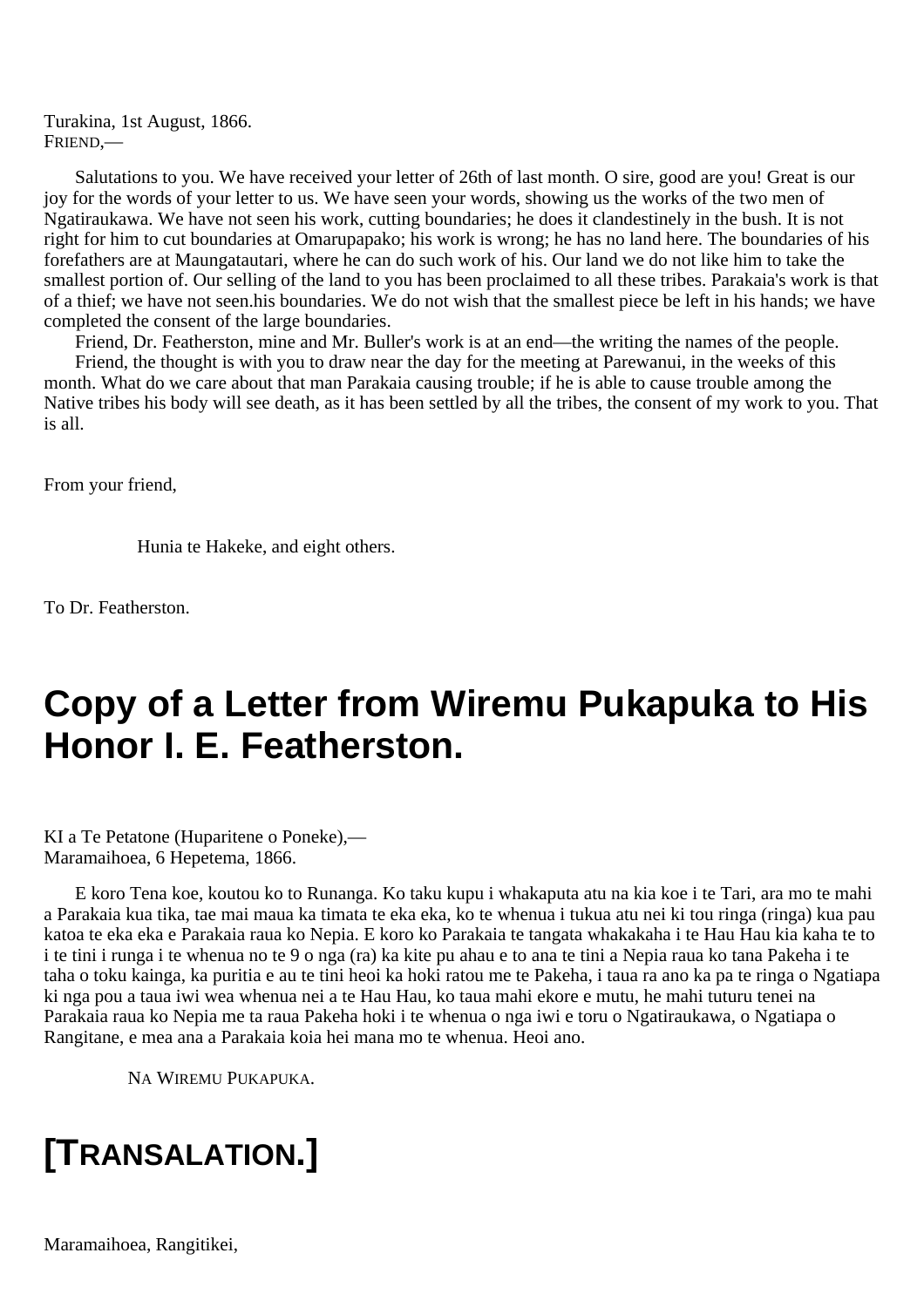Turakina, 1st August, 1866.
FRIEND,—

Salutations to you. We have received your letter of 26th of last month. O sire, good are you! Great is our joy for the words of your letter to us. We have seen your words, showing us the works of the two men of Ngatiraukawa. We have not seen his work, cutting boundaries; he does it clandestinely in the bush. It is not right for him to cut boundaries at Omarupapako; his work is wrong; he has no land here. The boundaries of his forefathers are at Maungatautari, where he can do such work of his. Our land we do not like him to take the smallest portion of. Our selling of the land to you has been proclaimed to all these tribes. Parakaia's work is that of a thief; we have not seen.his boundaries. We do not wish that the smallest piece be left in his hands; we have completed the consent of the large boundaries.

Friend, Dr. Featherston, mine and Mr. Buller's work is at an end—the writing the names of the people.

Friend, the thought is with you to draw near the day for the meeting at Parewanui, in the weeks of this month. What do we care about that man Parakaia causing trouble; if he is able to cause trouble among the Native tribes his body will see death, as it has been settled by all the tribes, the consent of my work to you. That is all.

From your friend,

Hunia te Hakeke, and eight others.

To Dr. Featherston.

# Copy of a Letter from Wiremu Pukapuka to His Honor I. E. Featherston.

KI a Te Petatone (Huparitene o Poneke),—
Maramaihoea, 6 Hepetema, 1866.

E koro Tena koe, koutou ko to Runanga. Ko taku kupu i whakaputa atu na kia koe i te Tari, ara mo te mahi a Parakaia kua tika, tae mai maua ka timata te eka eka, ko te whenua i tukua atu nei ki tou ringa (ringa) kua pau katoa te eka eka e Parakaia raua ko Nepia. E koro ko Parakaia te tangata whakakaha i te Hau Hau kia kaha te to i te tini i runga i te whenua no te 9 o nga (ra) ka kite pu ahau e to ana te tini a Nepia raua ko tana Pakeha i te taha o toku kainga, ka puritia e au te tini heoi ka hoki ratou me te Pakeha, i taua ra ano ka pa te ringa o Ngatiapa ki nga pou a taua iwi wea whenua nei a te Hau Hau, ko taua mahi ekore e mutu, he mahi tuturu tenei na Parakaia raua ko Nepia me ta raua Pakeha hoki i te whenua o nga iwi e toru o Ngatiraukawa, o Ngatiapa o Rangitane, e mea ana a Parakaia koia hei mana mo te whenua. Heoi ano.

NA WIREMU PUKAPUKA.

# [TRANSALATION.]

Maramaihoea, Rangitikei,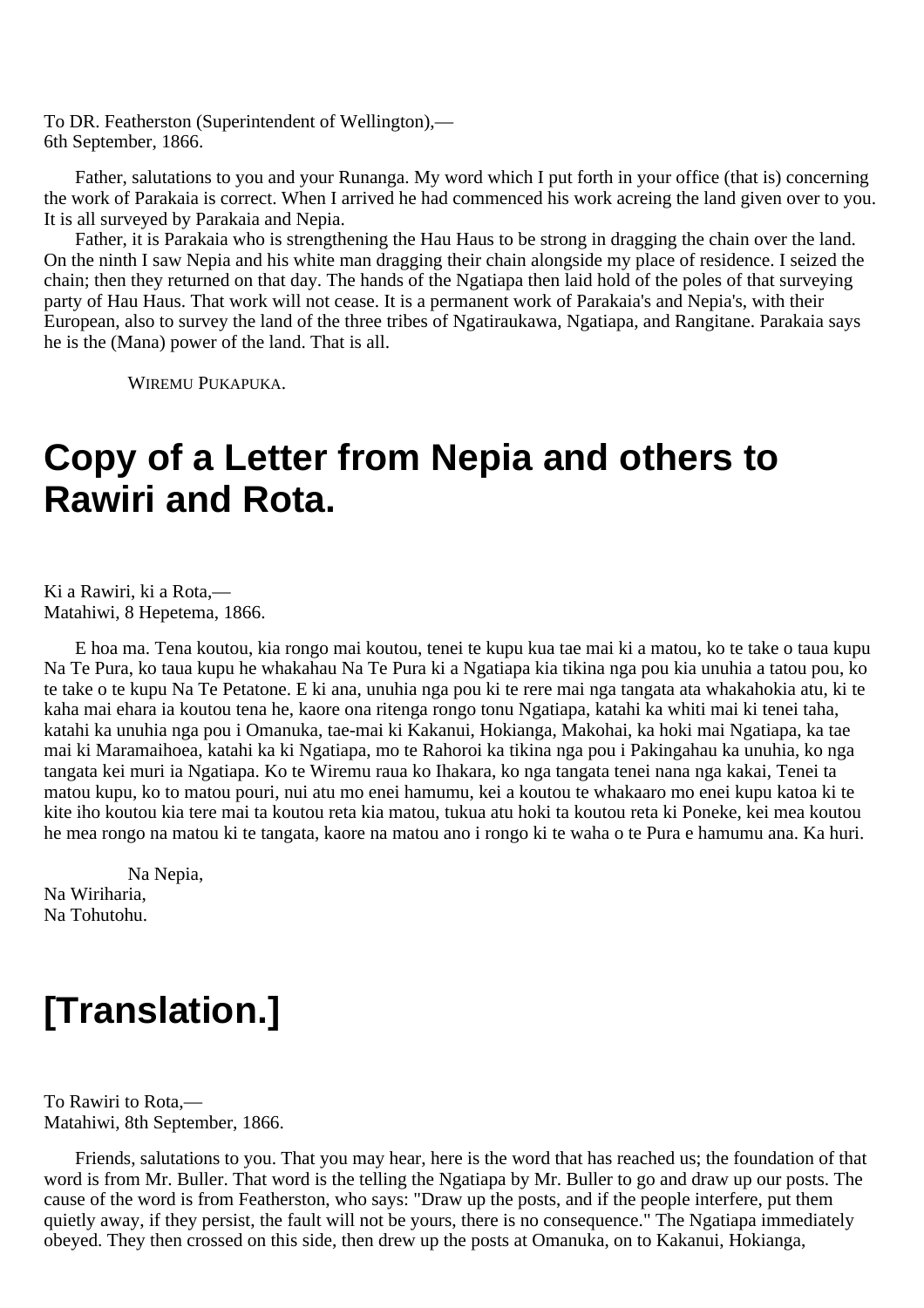To DR. Featherston (Superintendent of Wellington),—
6th September, 1866.

Father, salutations to you and your Runanga. My word which I put forth in your office (that is) concerning the work of Parakaia is correct. When I arrived he had commenced his work acreing the land given over to you. It is all surveyed by Parakaia and Nepia.

Father, it is Parakaia who is strengthening the Hau Haus to be strong in dragging the chain over the land. On the ninth I saw Nepia and his white man dragging their chain alongside my place of residence. I seized the chain; then they returned on that day. The hands of the Ngatiapa then laid hold of the poles of that surveying party of Hau Haus. That work will not cease. It is a permanent work of Parakaia's and Nepia's, with their European, also to survey the land of the three tribes of Ngatiraukawa, Ngatiapa, and Rangitane. Parakaia says he is the (Mana) power of the land. That is all.

WIREMU PUKAPUKA.

# Copy of a Letter from Nepia and others to Rawiri and Rota.

Ki a Rawiri, ki a Rota,—
Matahiwi, 8 Hepetema, 1866.

E hoa ma. Tena koutou, kia rongo mai koutou, tenei te kupu kua tae mai ki a matou, ko te take o taua kupu Na Te Pura, ko taua kupu he whakahau Na Te Pura ki a Ngatiapa kia tikina nga pou kia unuhia a tatou pou, ko te take o te kupu Na Te Petatone. E ki ana, unuhia nga pou ki te rere mai nga tangata ata whakahokia atu, ki te kaha mai ehara ia koutou tena he, kaore ona ritenga rongo tonu Ngatiapa, katahi ka whiti mai ki tenei taha, katahi ka unuhia nga pou i Omanuka, tae-mai ki Kakanui, Hokianga, Makohai, ka hoki mai Ngatiapa, ka tae mai ki Maramaihoea, katahi ka ki Ngatiapa, mo te Rahoroi ka tikina nga pou i Pakingahau ka unuhia, ko nga tangata kei muri ia Ngatiapa. Ko te Wiremu raua ko Ihakara, ko nga tangata tenei nana nga kakai, Tenei ta matou kupu, ko to matou pouri, nui atu mo enei hamumu, kei a koutou te whakaaro mo enei kupu katoa ki te kite iho koutou kia tere mai ta koutou reta kia matou, tukua atu hoki ta koutou reta ki Poneke, kei mea koutou he mea rongo na matou ki te tangata, kaore na matou ano i rongo ki te waha o te Pura e hamumu ana. Ka huri.

Na Nepia,
Na Wiriharia,
Na Tohutohu.

# [Translation.]

To Rawiri to Rota,—
Matahiwi, 8th September, 1866.

Friends, salutations to you. That you may hear, here is the word that has reached us; the foundation of that word is from Mr. Buller. That word is the telling the Ngatiapa by Mr. Buller to go and draw up our posts. The cause of the word is from Featherston, who says: "Draw up the posts, and if the people interfere, put them quietly away, if they persist, the fault will not be yours, there is no consequence." The Ngatiapa immediately obeyed. They then crossed on this side, then drew up the posts at Omanuka, on to Kakanui, Hokianga,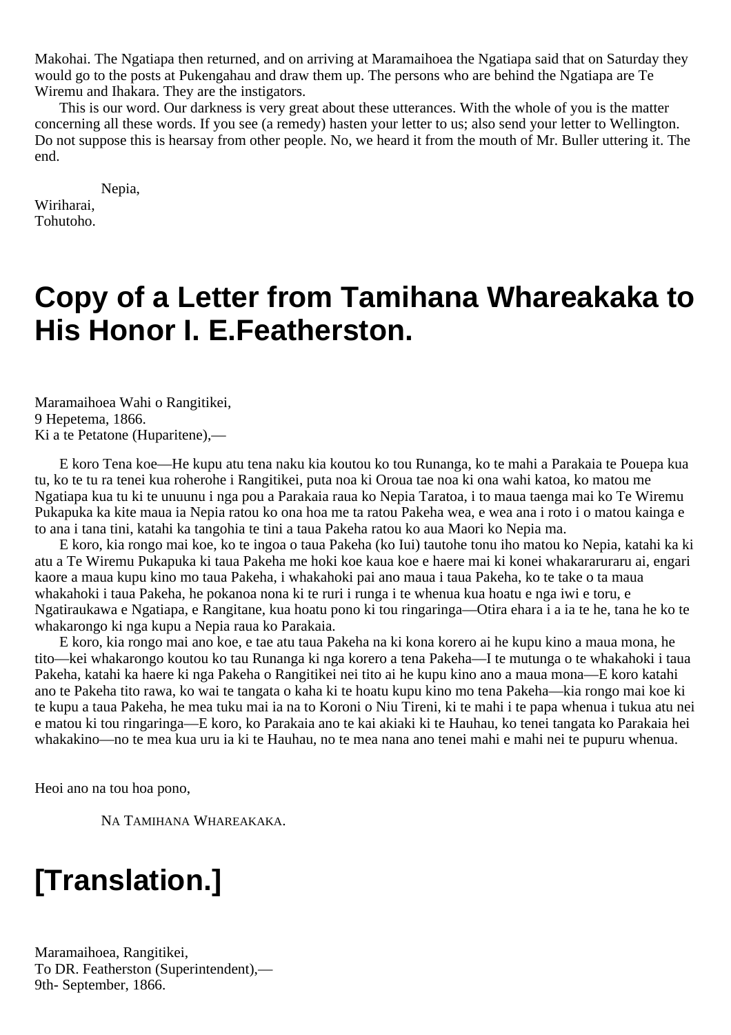Makohai. The Ngatiapa then returned, and on arriving at Maramaihoea the Ngatiapa said that on Saturday they would go to the posts at Pukengahau and draw them up. The persons who are behind the Ngatiapa are Te Wiremu and Ihakara. They are the instigators.

This is our word. Our darkness is very great about these utterances. With the whole of you is the matter concerning all these words. If you see (a remedy) hasten your letter to us; also send your letter to Wellington. Do not suppose this is hearsay from other people. No, we heard it from the mouth of Mr. Buller uttering it. The end.

Nepia,
Wiriharai,
Tohutoho.

# Copy of a Letter from Tamihana Whareakaka to His Honor I. E.Featherston.

Maramaihoea Wahi o Rangitikei,
9 Hepetema, 1866.
Ki a te Petatone (Huparitene),—

E koro Tena koe—He kupu atu tena naku kia koutou ko tou Runanga, ko te mahi a Parakaia te Pouepa kua tu, ko te tu ra tenei kua roherohe i Rangitikei, puta noa ki Oroua tae noa ki ona wahi katoa, ko matou me Ngatiapa kua tu ki te unuunu i nga pou a Parakaia raua ko Nepia Taratoa, i to maua taenga mai ko Te Wiremu Pukapuka ka kite maua ia Nepia ratou ko ona hoa me ta ratou Pakeha wea, e wea ana i roto i o matou kainga e to ana i tana tini, katahi ka tangohia te tini a taua Pakeha ratou ko aua Maori ko Nepia ma.

E koro, kia rongo mai koe, ko te ingoa o taua Pakeha (ko Iui) tautohe tonu iho matou ko Nepia, katahi ka ki atu a Te Wiremu Pukapuka ki taua Pakeha me hoki koe kaua koe e haere mai ki konei whakararuraru ai, engari kaore a maua kupu kino mo taua Pakeha, i whakahoki pai ano maua i taua Pakeha, ko te take o ta maua whakahoki i taua Pakeha, he pokanoa nona ki te ruri i runga i te whenua kua hoatu e nga iwi e toru, e Ngatiraukawa e Ngatiapa, e Rangitane, kua hoatu pono ki tou ringaringa—Otira ehara i a ia te he, tana he ko te whakarongo ki nga kupu a Nepia raua ko Parakaia.

E koro, kia rongo mai ano koe, e tae atu taua Pakeha na ki kona korero ai he kupu kino a maua mona, he tito—kei whakarongo koutou ko tau Runanga ki nga korero a tena Pakeha—I te mutunga o te whakahoki i taua Pakeha, katahi ka haere ki nga Pakeha o Rangitikei nei tito ai he kupu kino ano a maua mona—E koro katahi ano te Pakeha tito rawa, ko wai te tangata o kaha ki te hoatu kupu kino mo tena Pakeha—kia rongo mai koe ki te kupu a taua Pakeha, he mea tuku mai ia na to Koroni o Niu Tireni, ki te mahi i te papa whenua i tukua atu nei e matou ki tou ringaringa—E koro, ko Parakaia ano te kai akiaki ki te Hauhau, ko tenei tangata ko Parakaia hei whakakino—no te mea kua uru ia ki te Hauhau, no te mea nana ano tenei mahi e mahi nei te pupuru whenua.

Heoi ano na tou hoa pono,

NA TAMIHANA WHAREAKAKA.

# [Translation.]

Maramaihoea, Rangitikei,
To DR. Featherston (Superintendent),—
9th- September, 1866.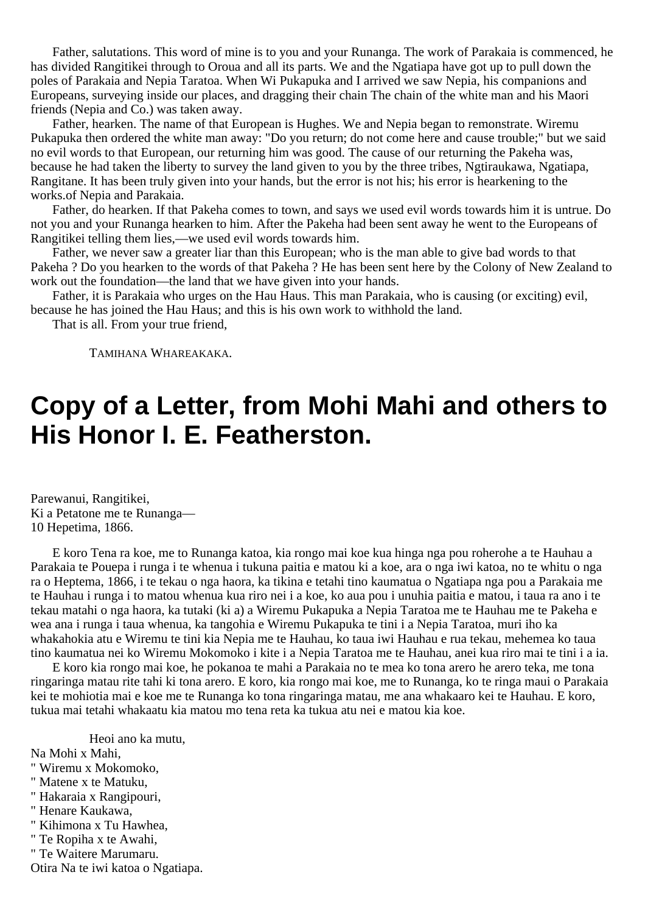Father, salutations. This word of mine is to you and your Runanga. The work of Parakaia is commenced, he has divided Rangitikei through to Oroua and all its parts. We and the Ngatiapa have got up to pull down the poles of Parakaia and Nepia Taratoa. When Wi Pukapuka and I arrived we saw Nepia, his companions and Europeans, surveying inside our places, and dragging their chain The chain of the white man and his Maori friends (Nepia and Co.) was taken away.

Father, hearken. The name of that European is Hughes. We and Nepia began to remonstrate. Wiremu Pukapuka then ordered the white man away: "Do you return; do not come here and cause trouble;" but we said no evil words to that European, our returning him was good. The cause of our returning the Pakeha was, because he had taken the liberty to survey the land given to you by the three tribes, Ngtiraukawa, Ngatiapa, Rangitane. It has been truly given into your hands, but the error is not his; his error is hearkening to the works.of Nepia and Parakaia.

Father, do hearken. If that Pakeha comes to town, and says we used evil words towards him it is untrue. Do not you and your Runanga hearken to him. After the Pakeha had been sent away he went to the Europeans of Rangitikei telling them lies,—we used evil words towards him.

Father, we never saw a greater liar than this European; who is the man able to give bad words to that Pakeha ? Do you hearken to the words of that Pakeha ? He has been sent here by the Colony of New Zealand to work out the foundation—the land that we have given into your hands.

Father, it is Parakaia who urges on the Hau Haus. This man Parakaia, who is causing (or exciting) evil, because he has joined the Hau Haus; and this is his own work to withhold the land.

That is all. From your true friend,

Tamihana Whareakaka.

# Copy of a Letter, from Mohi Mahi and others to His Honor I. E. Featherston.

Parewanui, Rangitikei,
Ki a Petatone me te Runanga—
10 Hepetima, 1866.

E koro Tena ra koe, me to Runanga katoa, kia rongo mai koe kua hinga nga pou roherohe a te Hauhau a Parakaia te Pouepa i runga i te whenua i tukuna paitia e matou ki a koe, ara o nga iwi katoa, no te whitu o nga ra o Heptema, 1866, i te tekau o nga haora, ka tikina e tetahi tino kaumatua o Ngatiapa nga pou a Parakaia me te Hauhau i runga i to matou whenua kua riro nei i a koe, ko aua pou i unuhia paitia e matou, i taua ra ano i te tekau matahi o nga haora, ka tutaki (ki a) a Wiremu Pukapuka a Nepia Taratoa me te Hauhau me te Pakeha e wea ana i runga i taua whenua, ka tangohia e Wiremu Pukapuka te tini i a Nepia Taratoa, muri iho ka whakahokia atu e Wiremu te tini kia Nepia me te Hauhau, ko taua iwi Hauhau e rua tekau, mehemea ko taua tino kaumatua nei ko Wiremu Mokomoko i kite i a Nepia Taratoa me te Hauhau, anei kua riro mai te tini i a ia.

E koro kia rongo mai koe, he pokanoa te mahi a Parakaia no te mea ko tona arero he arero teka, me tona ringaringa matau rite tahi ki tona arero. E koro, kia rongo mai koe, me to Runanga, ko te ringa maui o Parakaia kei te mohiotia mai e koe me te Runanga ko tona ringaringa matau, me ana whakaaro kei te Hauhau. E koro, tukua mai tetahi whakaatu kia matou mo tena reta ka tukua atu nei e matou kia koe.

Heoi ano ka mutu,
Na Mohi x Mahi,
" Wiremu x Mokomoko,
" Matene x te Matuku,
" Hakaraia x Rangipouri,
" Henare Kaukawa,
" Kihimona x Tu Hawhea,
" Te Ropiha x te Awahi,
" Te Waitere Marumaru.
Otira Na te iwi katoa o Ngatiapa.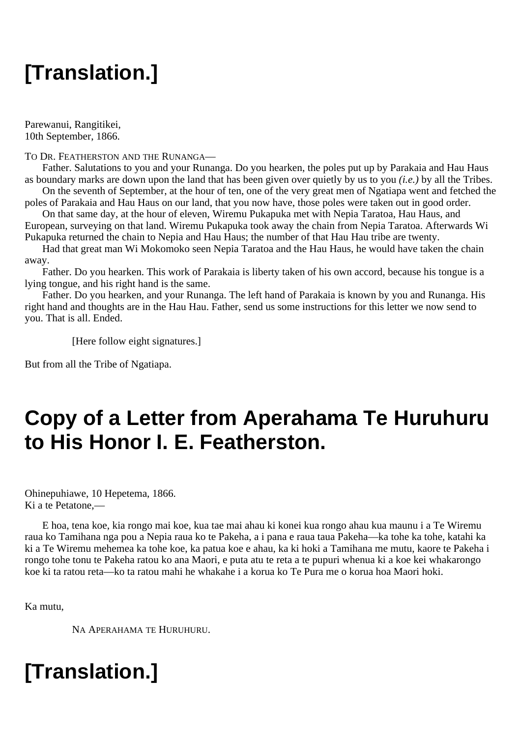# [Translation.]

Parewanui, Rangitikei,
10th September, 1866.

TO DR. FEATHERSTON AND THE RUNANGA—

Father. Salutations to you and your Runanga. Do you hearken, the poles put up by Parakaia and Hau Haus as boundary marks are down upon the land that has been given over quietly by us to you *(i.e.)* by all the Tribes.

On the seventh of September, at the hour of ten, one of the very great men of Ngatiapa went and fetched the poles of Parakaia and Hau Haus on our land, that you now have, those poles were taken out in good order.

On that same day, at the hour of eleven, Wiremu Pukapuka met with Nepia Taratoa, Hau Haus, and European, surveying on that land. Wiremu Pukapuka took away the chain from Nepia Taratoa. Afterwards Wi Pukapuka returned the chain to Nepia and Hau Haus; the number of that Hau Hau tribe are twenty.

Had that great man Wi Mokomoko seen Nepia Taratoa and the Hau Haus, he would have taken the chain away.

Father. Do you hearken. This work of Parakaia is liberty taken of his own accord, because his tongue is a lying tongue, and his right hand is the same.

Father. Do you hearken, and your Runanga. The left hand of Parakaia is known by you and Runanga. His right hand and thoughts are in the Hau Hau. Father, send us some instructions for this letter we now send to you. That is all. Ended.

[Here follow eight signatures.]

But from all the Tribe of Ngatiapa.

# Copy of a Letter from Aperahama Te Huruhuru to His Honor I. E. Featherston.

Ohinepuhiawe, 10 Hepetema, 1866.
Ki a te Petatone,—

E hoa, tena koe, kia rongo mai koe, kua tae mai ahau ki konei kua rongo ahau kua maunu i a Te Wiremu raua ko Tamihana nga pou a Nepia raua ko te Pakeha, a i pana e raua taua Pakeha—ka tohe ka tohe, katahi ka ki a Te Wiremu mehemea ka tohe koe, ka patua koe e ahau, ka ki hoki a Tamihana me mutu, kaore te Pakeha i rongo tohe tonu te Pakeha ratou ko ana Maori, e puta atu te reta a te pupuri whenua ki a koe kei whakarongo koe ki ta ratou reta—ko ta ratou mahi he whakahe i a korua ko Te Pura me o korua hoa Maori hoki.

Ka mutu,

NA APERAHAMA TE HURUHURU.

# [Translation.]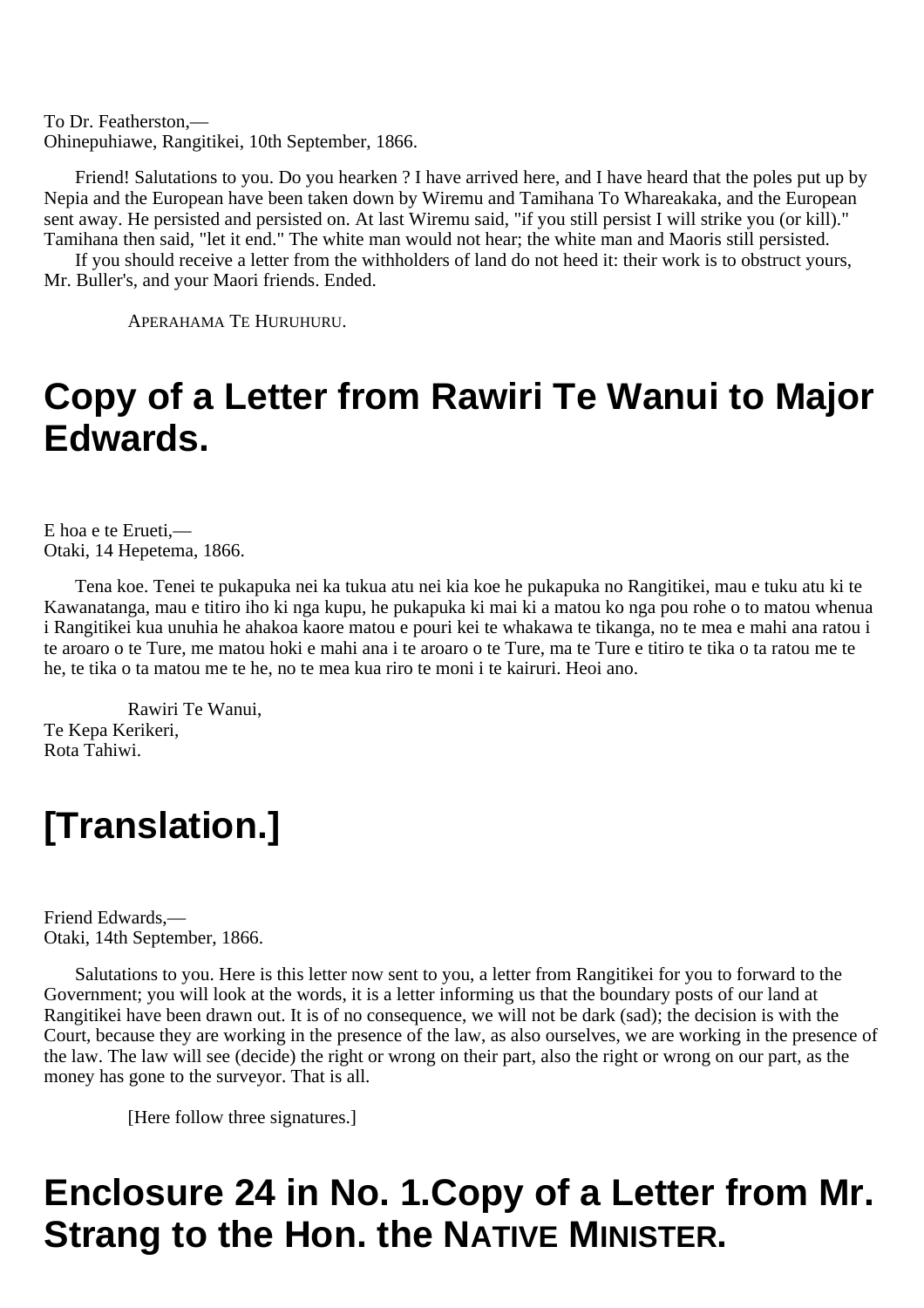To Dr. Featherston,—
Ohinepuhiawe, Rangitikei, 10th September, 1866.

Friend! Salutations to you. Do you hearken ? I have arrived here, and I have heard that the poles put up by Nepia and the European have been taken down by Wiremu and Tamihana To Whareakaka, and the European sent away. He persisted and persisted on. At last Wiremu said, "if you still persist I will strike you (or kill)." Tamihana then said, "let it end." The white man would not hear; the white man and Maoris still persisted.

If you should receive a letter from the withholders of land do not heed it: their work is to obstruct yours, Mr. Buller's, and your Maori friends. Ended.

APERAHAMA TE HURUHURU.

# Copy of a Letter from Rawiri Te Wanui to Major Edwards.

E hoa e te Erueti,—
Otaki, 14 Hepetema, 1866.

Tena koe. Tenei te pukapuka nei ka tukua atu nei kia koe he pukapuka no Rangitikei, mau e tuku atu ki te Kawanatanga, mau e titiro iho ki nga kupu, he pukapuka ki mai ki a matou ko nga pou rohe o to matou whenua i Rangitikei kua unuhia he ahakoa kaore matou e pouri kei te whakawa te tikanga, no te mea e mahi ana ratou i te aroaro o te Ture, me matou hoki e mahi ana i te aroaro o te Ture, ma te Ture e titiro te tika o ta ratou me te he, te tika o ta matou me te he, no te mea kua riro te moni i te kairuri. Heoi ano.

Rawiri Te Wanui,
Te Kepa Kerikeri,
Rota Tahiwi.

# [Translation.]

Friend Edwards,—
Otaki, 14th September, 1866.

Salutations to you. Here is this letter now sent to you, a letter from Rangitikei for you to forward to the Government; you will look at the words, it is a letter informing us that the boundary posts of our land at Rangitikei have been drawn out. It is of no consequence, we will not be dark (sad); the decision is with the Court, because they are working in the presence of the law, as also ourselves, we are working in the presence of the law. The law will see (decide) the right or wrong on their part, also the right or wrong on our part, as the money has gone to the surveyor. That is all.

[Here follow three signatures.]

# Enclosure 24 in No. 1.Copy of a Letter from Mr. Strang to the Hon. the NATIVE MINISTER.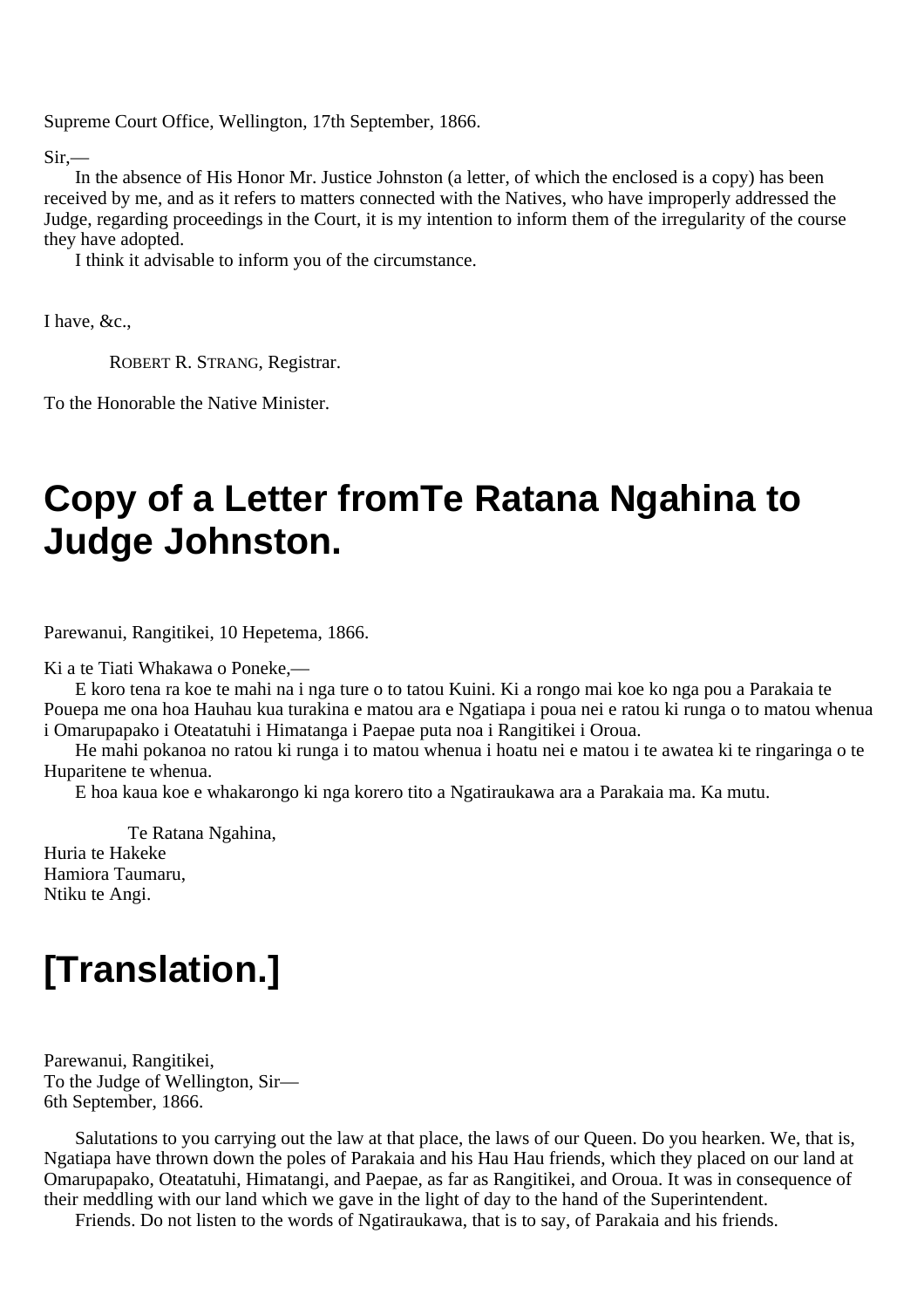Supreme Court Office, Wellington, 17th September, 1866.

Sir,—

In the absence of His Honor Mr. Justice Johnston (a letter, of which the enclosed is a copy) has been received by me, and as it refers to matters connected with the Natives, who have improperly addressed the Judge, regarding proceedings in the Court, it is my intention to inform them of the irregularity of the course they have adopted.

I think it advisable to inform you of the circumstance.

I have, &c.,

ROBERT R. STRANG, Registrar.

To the Honorable the Native Minister.

# Copy of a Letter fromTe Ratana Ngahina to Judge Johnston.

Parewanui, Rangitikei, 10 Hepetema, 1866.

Ki a te Tiati Whakawa o Poneke,—

E koro tena ra koe te mahi na i nga ture o to tatou Kuini. Ki a rongo mai koe ko nga pou a Parakaia te Pouepa me ona hoa Hauhau kua turakina e matou ara e Ngatiapa i poua nei e ratou ki runga o to matou whenua i Omarupapako i Oteatatuhi i Himatanga i Paepae puta noa i Rangitikei i Oroua.

He mahi pokanoa no ratou ki runga i to matou whenua i hoatu nei e matou i te awatea ki te ringaringa o te Huparitene te whenua.

E hoa kaua koe e whakarongo ki nga korero tito a Ngatiraukawa ara a Parakaia ma. Ka mutu.

Te Ratana Ngahina,
Huria te Hakeke
Hamiora Taumaru,
Ntiku te Angi.

# [Translation.]

Parewanui, Rangitikei,
To the Judge of Wellington, Sir—
6th September, 1866.

Salutations to you carrying out the law at that place, the laws of our Queen. Do you hearken. We, that is, Ngatiapa have thrown down the poles of Parakaia and his Hau Hau friends, which they placed on our land at Omarupapako, Oteatatuhi, Himatangi, and Paepae, as far as Rangitikei, and Oroua. It was in consequence of their meddling with our land which we gave in the light of day to the hand of the Superintendent.

Friends. Do not listen to the words of Ngatiraukawa, that is to say, of Parakaia and his friends.